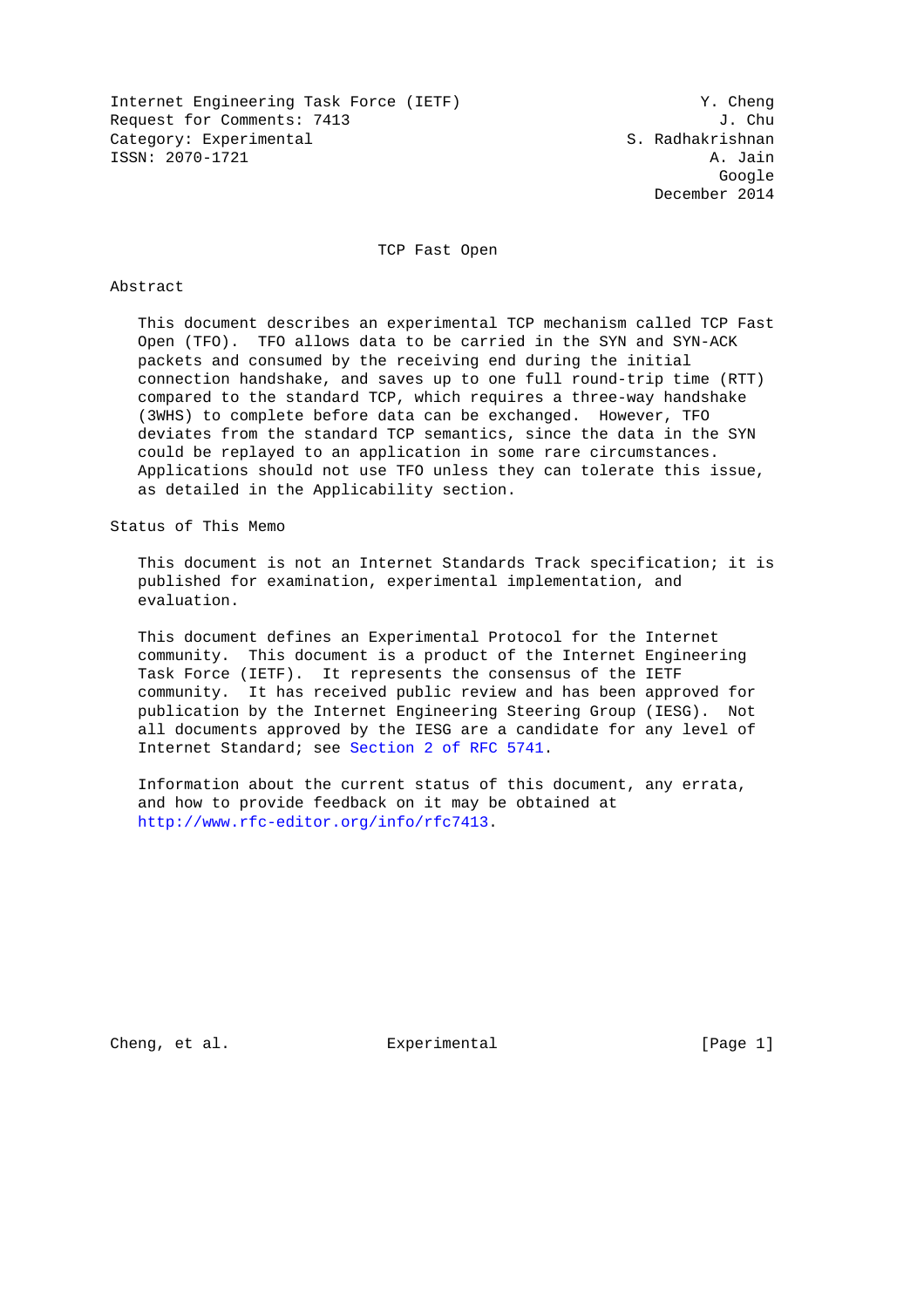Internet Engineering Task Force (IETF) Y. Cheng
Request for Comments: 7413 J. Chu
Category: Experimental S. Radhakrishnan
ISSN: 2070-1721 A. Jain
Google
December 2014

# TCP Fast Open

## Abstract

This document describes an experimental TCP mechanism called TCP Fast Open (TFO). TFO allows data to be carried in the SYN and SYN-ACK packets and consumed by the receiving end during the initial connection handshake, and saves up to one full round-trip time (RTT) compared to the standard TCP, which requires a three-way handshake (3WHS) to complete before data can be exchanged. However, TFO deviates from the standard TCP semantics, since the data in the SYN could be replayed to an application in some rare circumstances. Applications should not use TFO unless they can tolerate this issue, as detailed in the Applicability section.

## Status of This Memo

This document is not an Internet Standards Track specification; it is published for examination, experimental implementation, and evaluation.

This document defines an Experimental Protocol for the Internet community. This document is a product of the Internet Engineering Task Force (IETF). It represents the consensus of the IETF community. It has received public review and has been approved for publication by the Internet Engineering Steering Group (IESG). Not all documents approved by the IESG are a candidate for any level of Internet Standard; see Section 2 of RFC 5741.

Information about the current status of this document, any errata, and how to provide feedback on it may be obtained at http://www.rfc-editor.org/info/rfc7413.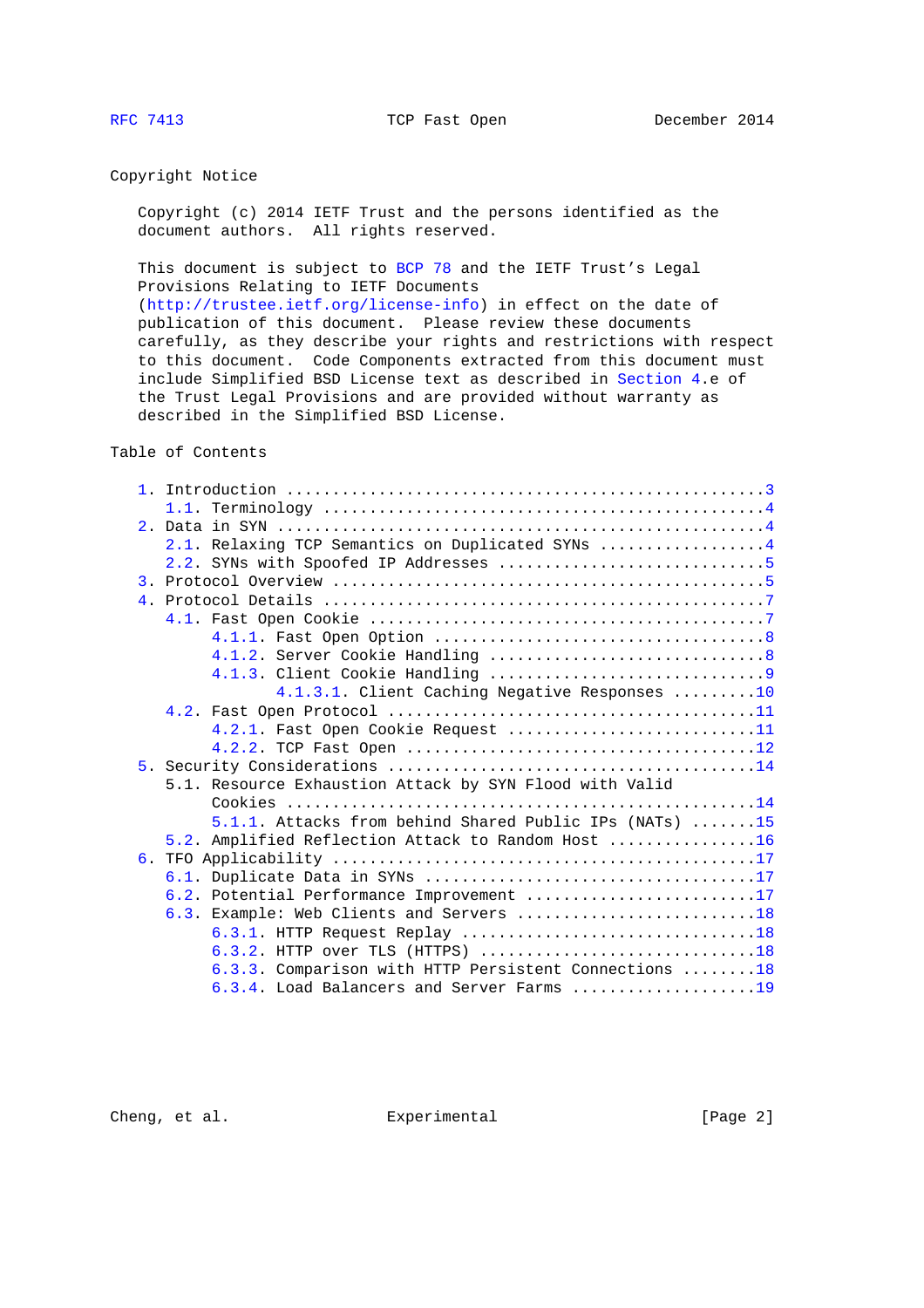## Copyright Notice

Copyright (c) 2014 IETF Trust and the persons identified as the document authors. All rights reserved.

This document is subject to BCP 78 and the IETF Trust's Legal Provisions Relating to IETF Documents (http://trustee.ietf.org/license-info) in effect on the date of publication of this document. Please review these documents carefully, as they describe your rights and restrictions with respect to this document. Code Components extracted from this document must include Simplified BSD License text as described in Section 4.e of the Trust Legal Provisions and are provided without warranty as described in the Simplified BSD License.

## Table of Contents

```
   1. Introduction ....................................................3
      1.1. Terminology ................................................4
   2. Data in SYN .....................................................4
      2.1. Relaxing TCP Semantics on Duplicated SYNs ..................4
      2.2. SYNs with Spoofed IP Addresses .............................5
   3. Protocol Overview ...............................................5
   4. Protocol Details ................................................7
      4.1. Fast Open Cookie ...........................................7
           4.1.1. Fast Open Option ....................................8
           4.1.2. Server Cookie Handling ..............................8
           4.1.3. Client Cookie Handling ..............................9
                  4.1.3.1. Client Caching Negative Responses .........10
      4.2. Fast Open Protocol ........................................11
           4.2.1. Fast Open Cookie Request ...........................11
           4.2.2. TCP Fast Open ......................................12
   5. Security Considerations ........................................14
      5.1. Resource Exhaustion Attack by SYN Flood with Valid
           Cookies ...................................................14
           5.1.1. Attacks from behind Shared Public IPs (NATs) .......15
      5.2. Amplified Reflection Attack to Random Host ................16
   6. TFO Applicability ..............................................17
      6.1. Duplicate Data in SYNs ....................................17
      6.2. Potential Performance Improvement .........................17
      6.3. Example: Web Clients and Servers ..........................18
           6.3.1. HTTP Request Replay ................................18
           6.3.2. HTTP over TLS (HTTPS) ..............................18
           6.3.3. Comparison with HTTP Persistent Connections ........18
           6.3.4. Load Balancers and Server Farms ....................19
```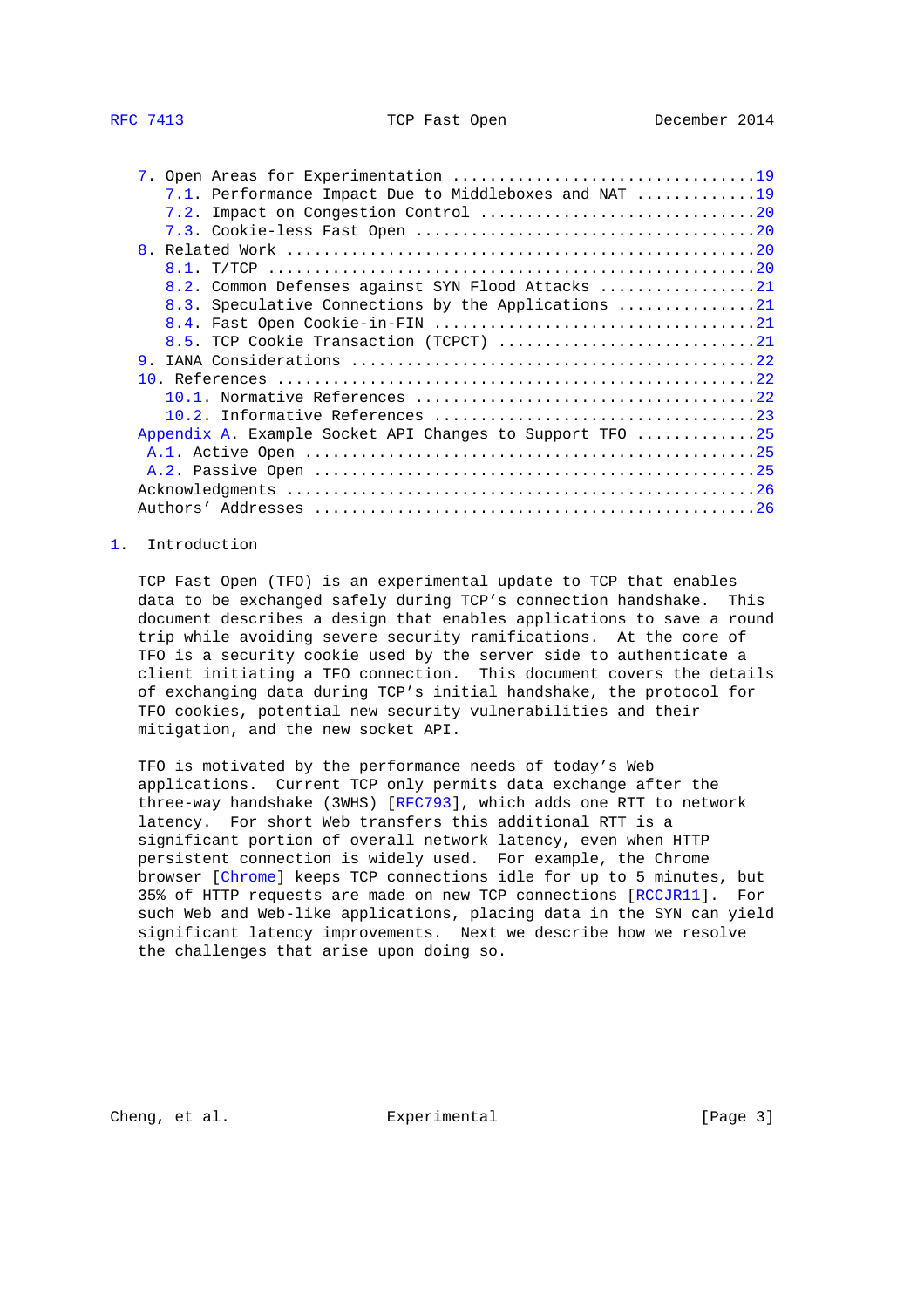7. Open Areas for Experimentation ................................19
      7.1. Performance Impact Due to Middleboxes and NAT ............19
      7.2. Impact on Congestion Control .............................20
      7.3. Cookie-less Fast Open ....................................20
   8. Related Work ..................................................20
      8.1. T/TCP ....................................................20
      8.2. Common Defenses against SYN Flood Attacks ................21
      8.3. Speculative Connections by the Applications ..............21
      8.4. Fast Open Cookie-in-FIN ..................................21
      8.5. TCP Cookie Transaction (TCPCT) ...........................21
   9. IANA Considerations ...........................................22
   10. References ...................................................22
      10.1. Normative References ....................................22
      10.2. Informative References ..................................23
   Appendix A. Example Socket API Changes to Support TFO ............25
     A.1. Active Open ...............................................25
     A.2. Passive Open ..............................................25
   Acknowledgments ..................................................26
   Authors' Addresses ...............................................26

# 1. Introduction

TCP Fast Open (TFO) is an experimental update to TCP that enables data to be exchanged safely during TCP's connection handshake. This document describes a design that enables applications to save a round trip while avoiding severe security ramifications. At the core of TFO is a security cookie used by the server side to authenticate a client initiating a TFO connection. This document covers the details of exchanging data during TCP's initial handshake, the protocol for TFO cookies, potential new security vulnerabilities and their mitigation, and the new socket API.

TFO is motivated by the performance needs of today's Web applications. Current TCP only permits data exchange after the three-way handshake (3WHS) [RFC793], which adds one RTT to network latency. For short Web transfers this additional RTT is a significant portion of overall network latency, even when HTTP persistent connection is widely used. For example, the Chrome browser [Chrome] keeps TCP connections idle for up to 5 minutes, but 35% of HTTP requests are made on new TCP connections [RCCJR11]. For such Web and Web-like applications, placing data in the SYN can yield significant latency improvements. Next we describe how we resolve the challenges that arise upon doing so.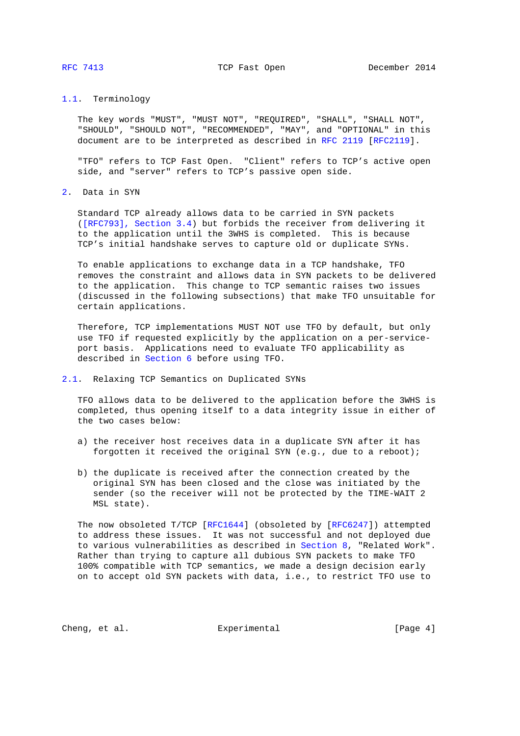### 1.1. Terminology

The key words "MUST", "MUST NOT", "REQUIRED", "SHALL", "SHALL NOT", "SHOULD", "SHOULD NOT", "RECOMMENDED", "MAY", and "OPTIONAL" in this document are to be interpreted as described in RFC 2119 [RFC2119].

"TFO" refers to TCP Fast Open. "Client" refers to TCP's active open side, and "server" refers to TCP's passive open side.

## 2. Data in SYN

Standard TCP already allows data to be carried in SYN packets ([RFC793], Section 3.4) but forbids the receiver from delivering it to the application until the 3WHS is completed. This is because TCP's initial handshake serves to capture old or duplicate SYNs.

To enable applications to exchange data in a TCP handshake, TFO removes the constraint and allows data in SYN packets to be delivered to the application. This change to TCP semantic raises two issues (discussed in the following subsections) that make TFO unsuitable for certain applications.

Therefore, TCP implementations MUST NOT use TFO by default, but only use TFO if requested explicitly by the application on a per-service-port basis. Applications need to evaluate TFO applicability as described in Section 6 before using TFO.

### 2.1. Relaxing TCP Semantics on Duplicated SYNs

TFO allows data to be delivered to the application before the 3WHS is completed, thus opening itself to a data integrity issue in either of the two cases below:

a) the receiver host receives data in a duplicate SYN after it has forgotten it received the original SYN (e.g., due to a reboot);

b) the duplicate is received after the connection created by the original SYN has been closed and the close was initiated by the sender (so the receiver will not be protected by the TIME-WAIT 2 MSL state).

The now obsoleted T/TCP [RFC1644] (obsoleted by [RFC6247]) attempted to address these issues. It was not successful and not deployed due to various vulnerabilities as described in Section 8, "Related Work". Rather than trying to capture all dubious SYN packets to make TFO 100% compatible with TCP semantics, we made a design decision early on to accept old SYN packets with data, i.e., to restrict TFO use to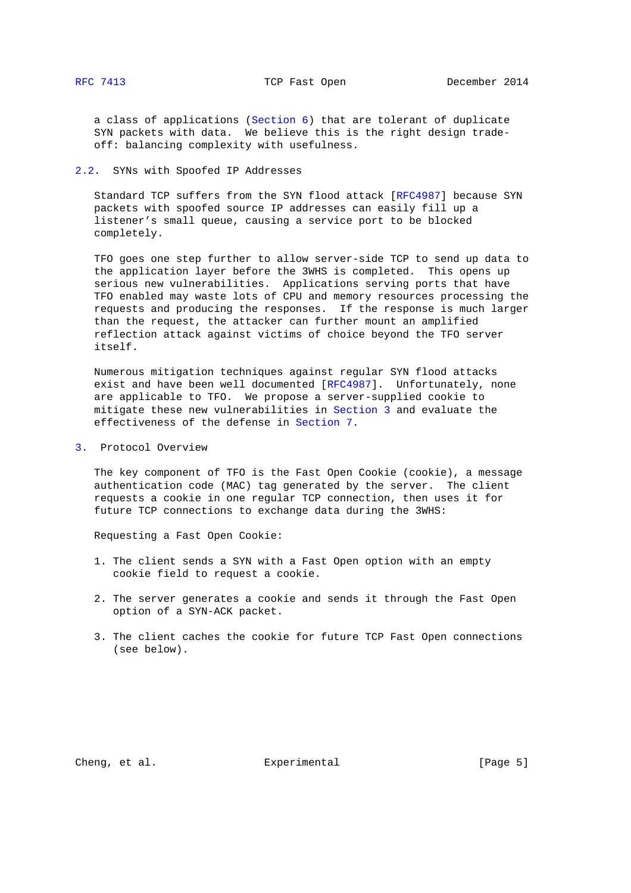a class of applications (Section 6) that are tolerant of duplicate SYN packets with data. We believe this is the right design trade-off: balancing complexity with usefulness.

### 2.2. SYNs with Spoofed IP Addresses

Standard TCP suffers from the SYN flood attack [RFC4987] because SYN packets with spoofed source IP addresses can easily fill up a listener's small queue, causing a service port to be blocked completely.

TFO goes one step further to allow server-side TCP to send up data to the application layer before the 3WHS is completed. This opens up serious new vulnerabilities. Applications serving ports that have TFO enabled may waste lots of CPU and memory resources processing the requests and producing the responses. If the response is much larger than the request, the attacker can further mount an amplified reflection attack against victims of choice beyond the TFO server itself.

Numerous mitigation techniques against regular SYN flood attacks exist and have been well documented [RFC4987]. Unfortunately, none are applicable to TFO. We propose a server-supplied cookie to mitigate these new vulnerabilities in Section 3 and evaluate the effectiveness of the defense in Section 7.

## 3. Protocol Overview

The key component of TFO is the Fast Open Cookie (cookie), a message authentication code (MAC) tag generated by the server. The client requests a cookie in one regular TCP connection, then uses it for future TCP connections to exchange data during the 3WHS:

Requesting a Fast Open Cookie:

1. The client sends a SYN with a Fast Open option with an empty cookie field to request a cookie.

2. The server generates a cookie and sends it through the Fast Open option of a SYN-ACK packet.

3. The client caches the cookie for future TCP Fast Open connections (see below).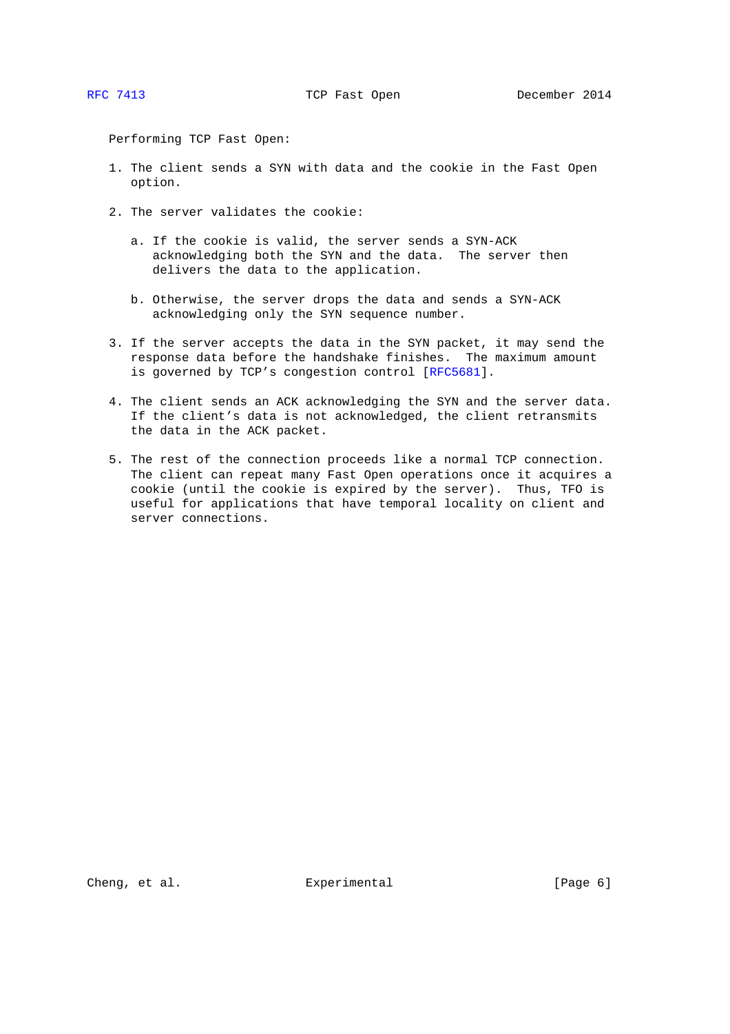Performing TCP Fast Open:

1. The client sends a SYN with data and the cookie in the Fast Open option.

2. The server validates the cookie:

   a. If the cookie is valid, the server sends a SYN-ACK acknowledging both the SYN and the data. The server then delivers the data to the application.

   b. Otherwise, the server drops the data and sends a SYN-ACK acknowledging only the SYN sequence number.

3. If the server accepts the data in the SYN packet, it may send the response data before the handshake finishes. The maximum amount is governed by TCP's congestion control [RFC5681].

4. The client sends an ACK acknowledging the SYN and the server data. If the client's data is not acknowledged, the client retransmits the data in the ACK packet.

5. The rest of the connection proceeds like a normal TCP connection. The client can repeat many Fast Open operations once it acquires a cookie (until the cookie is expired by the server). Thus, TFO is useful for applications that have temporal locality on client and server connections.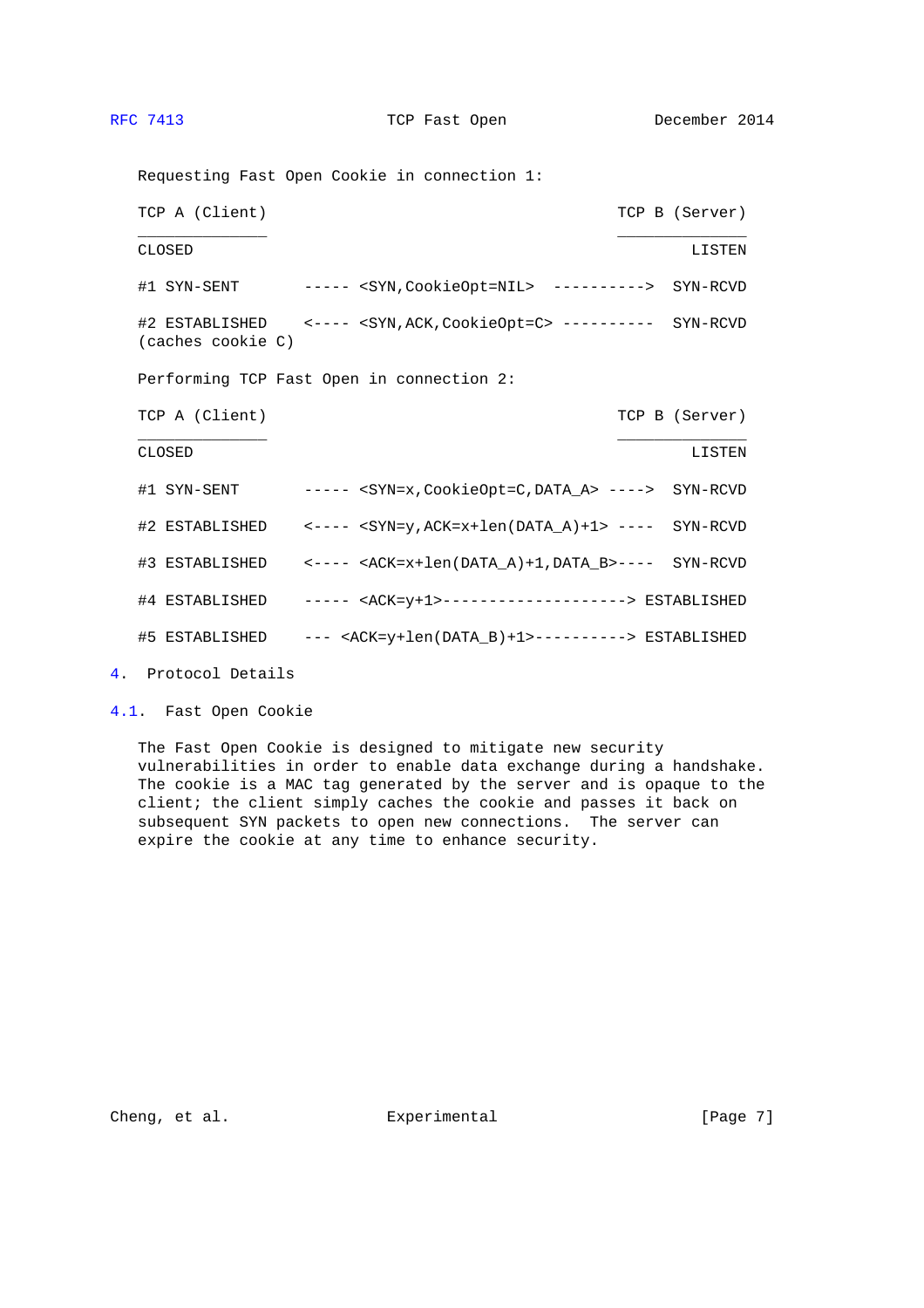Requesting Fast Open Cookie in connection 1:

```
TCP A (Client)                                      TCP B (Server)
______________                                      ______________
CLOSED                                                      LISTEN

#1 SYN-SENT       ----- <SYN,CookieOpt=NIL>  ---------->  SYN-RCVD

#2 ESTABLISHED    <---- <SYN,ACK,CookieOpt=C> ----------  SYN-RCVD
(caches cookie C)
```

Performing TCP Fast Open in connection 2:

```
TCP A (Client)                                      TCP B (Server)
______________                                      ______________
CLOSED                                                      LISTEN

#1 SYN-SENT       ----- <SYN=x,CookieOpt=C,DATA_A> ---->  SYN-RCVD

#2 ESTABLISHED    <---- <SYN=y,ACK=x+len(DATA_A)+1> ----  SYN-RCVD

#3 ESTABLISHED    <---- <ACK=x+len(DATA_A)+1,DATA_B>----  SYN-RCVD

#4 ESTABLISHED    ----- <ACK=y+1>--------------------> ESTABLISHED

#5 ESTABLISHED    --- <ACK=y+len(DATA_B)+1>----------> ESTABLISHED
```

# 4. Protocol Details

## 4.1. Fast Open Cookie

The Fast Open Cookie is designed to mitigate new security vulnerabilities in order to enable data exchange during a handshake. The cookie is a MAC tag generated by the server and is opaque to the client; the client simply caches the cookie and passes it back on subsequent SYN packets to open new connections. The server can expire the cookie at any time to enhance security.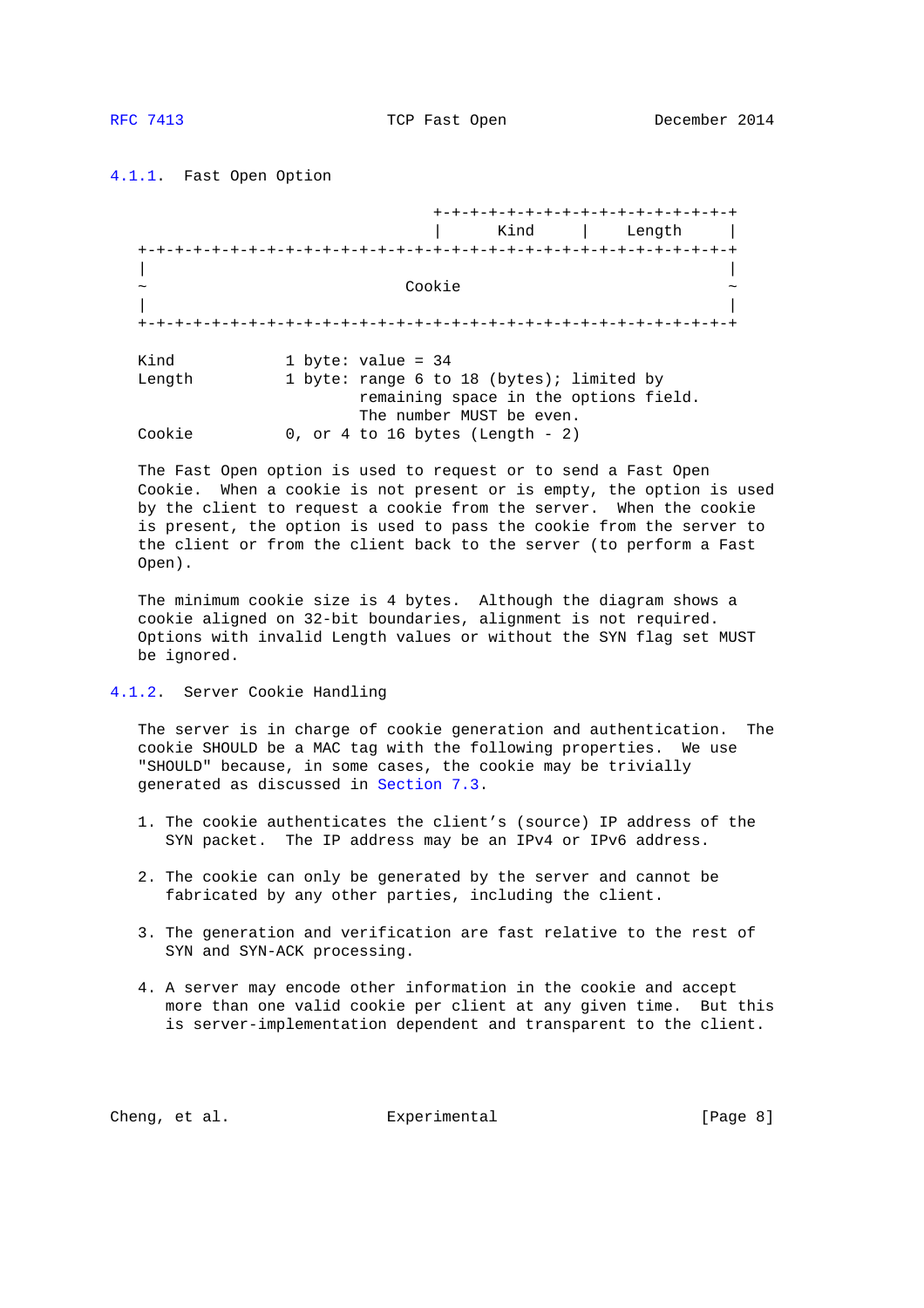### 4.1.1. Fast Open Option

```
                                   +-+-+-+-+-+-+-+-+-+-+-+-+-+-+-+-+
                                   |      Kind     |    Length     |
   +-+-+-+-+-+-+-+-+-+-+-+-+-+-+-+-+-+-+-+-+-+-+-+-+-+-+-+-+-+-+-+-+
   |                                                               |
   ~                            Cookie                             ~
   |                                                               |
   +-+-+-+-+-+-+-+-+-+-+-+-+-+-+-+-+-+-+-+-+-+-+-+-+-+-+-+-+-+-+-+-+

   Kind            1 byte: value = 34
   Length          1 byte: range 6 to 18 (bytes); limited by
                           remaining space in the options field.
                           The number MUST be even.
   Cookie          0, or 4 to 16 bytes (Length - 2)
```

The Fast Open option is used to request or to send a Fast Open Cookie. When a cookie is not present or is empty, the option is used by the client to request a cookie from the server. When the cookie is present, the option is used to pass the cookie from the server to the client or from the client back to the server (to perform a Fast Open).

The minimum cookie size is 4 bytes. Although the diagram shows a cookie aligned on 32-bit boundaries, alignment is not required. Options with invalid Length values or without the SYN flag set MUST be ignored.

### 4.1.2. Server Cookie Handling

The server is in charge of cookie generation and authentication. The cookie SHOULD be a MAC tag with the following properties. We use "SHOULD" because, in some cases, the cookie may be trivially generated as discussed in Section 7.3.

1. The cookie authenticates the client's (source) IP address of the SYN packet. The IP address may be an IPv4 or IPv6 address.

2. The cookie can only be generated by the server and cannot be fabricated by any other parties, including the client.

3. The generation and verification are fast relative to the rest of SYN and SYN-ACK processing.

4. A server may encode other information in the cookie and accept more than one valid cookie per client at any given time. But this is server-implementation dependent and transparent to the client.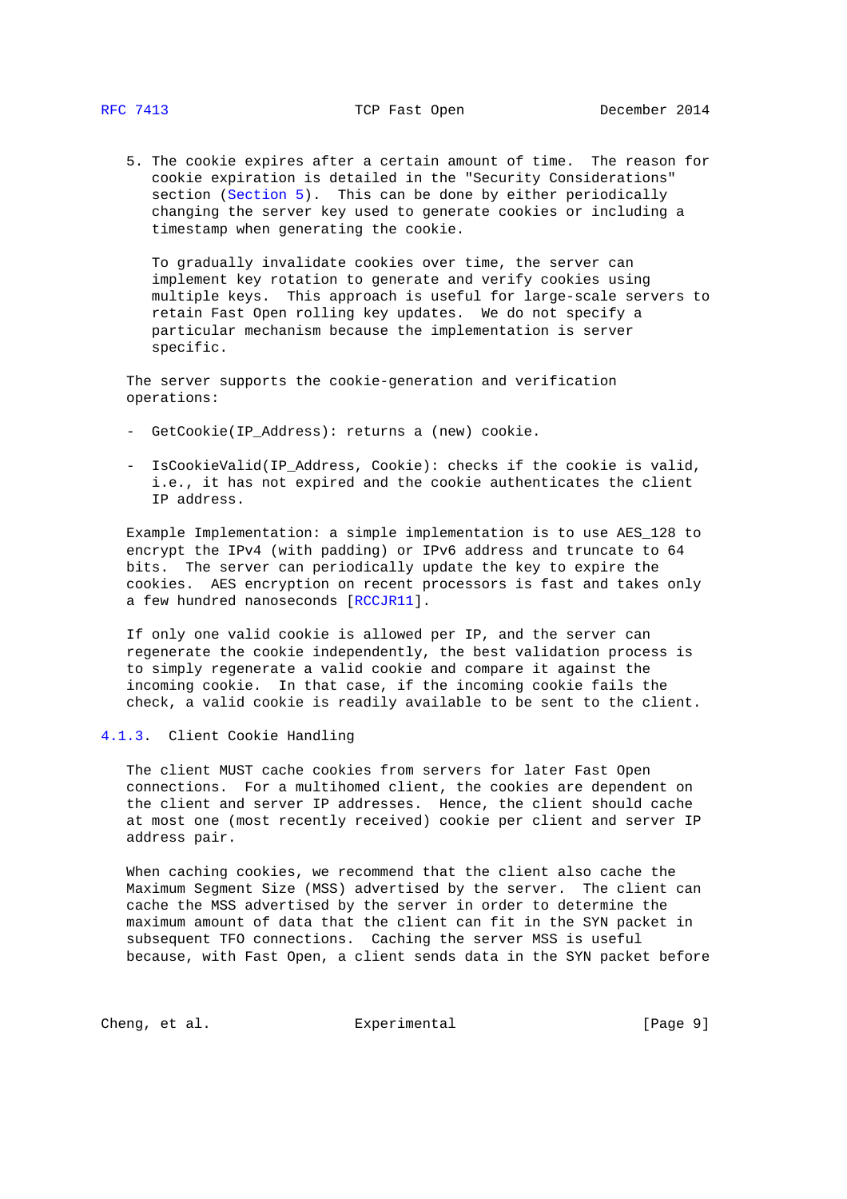5. The cookie expires after a certain amount of time. The reason for cookie expiration is detailed in the "Security Considerations" section (Section 5). This can be done by either periodically changing the server key used to generate cookies or including a timestamp when generating the cookie.

   To gradually invalidate cookies over time, the server can implement key rotation to generate and verify cookies using multiple keys. This approach is useful for large-scale servers to retain Fast Open rolling key updates. We do not specify a particular mechanism because the implementation is server specific.

The server supports the cookie-generation and verification operations:

- GetCookie(IP_Address): returns a (new) cookie.

- IsCookieValid(IP_Address, Cookie): checks if the cookie is valid, i.e., it has not expired and the cookie authenticates the client IP address.

Example Implementation: a simple implementation is to use AES_128 to encrypt the IPv4 (with padding) or IPv6 address and truncate to 64 bits. The server can periodically update the key to expire the cookies. AES encryption on recent processors is fast and takes only a few hundred nanoseconds [RCCJR11].

If only one valid cookie is allowed per IP, and the server can regenerate the cookie independently, the best validation process is to simply regenerate a valid cookie and compare it against the incoming cookie. In that case, if the incoming cookie fails the check, a valid cookie is readily available to be sent to the client.

### 4.1.3. Client Cookie Handling

The client MUST cache cookies from servers for later Fast Open connections. For a multihomed client, the cookies are dependent on the client and server IP addresses. Hence, the client should cache at most one (most recently received) cookie per client and server IP address pair.

When caching cookies, we recommend that the client also cache the Maximum Segment Size (MSS) advertised by the server. The client can cache the MSS advertised by the server in order to determine the maximum amount of data that the client can fit in the SYN packet in subsequent TFO connections. Caching the server MSS is useful because, with Fast Open, a client sends data in the SYN packet before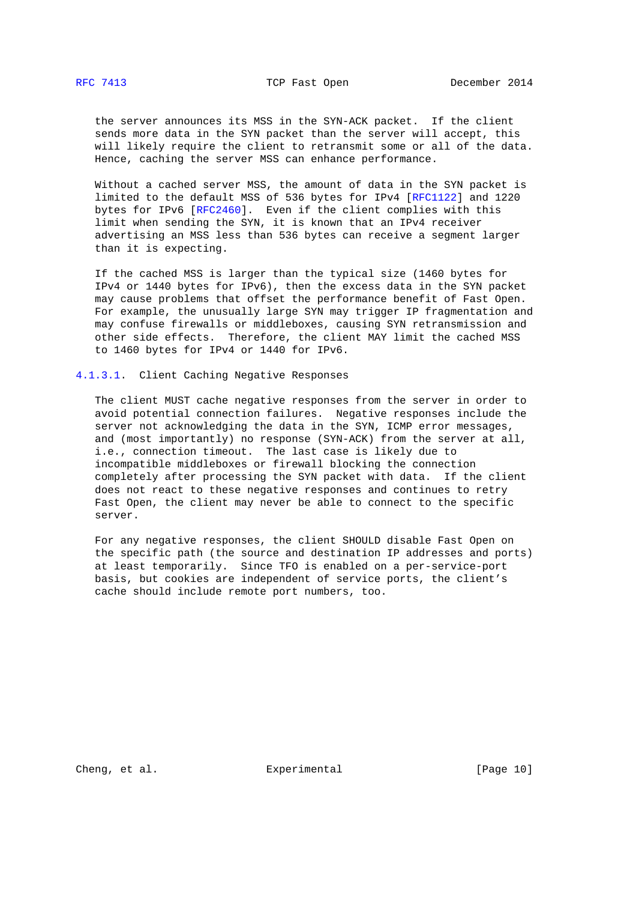the server announces its MSS in the SYN-ACK packet. If the client sends more data in the SYN packet than the server will accept, this will likely require the client to retransmit some or all of the data. Hence, caching the server MSS can enhance performance.

Without a cached server MSS, the amount of data in the SYN packet is limited to the default MSS of 536 bytes for IPv4 [RFC1122] and 1220 bytes for IPv6 [RFC2460]. Even if the client complies with this limit when sending the SYN, it is known that an IPv4 receiver advertising an MSS less than 536 bytes can receive a segment larger than it is expecting.

If the cached MSS is larger than the typical size (1460 bytes for IPv4 or 1440 bytes for IPv6), then the excess data in the SYN packet may cause problems that offset the performance benefit of Fast Open. For example, the unusually large SYN may trigger IP fragmentation and may confuse firewalls or middleboxes, causing SYN retransmission and other side effects. Therefore, the client MAY limit the cached MSS to 1460 bytes for IPv4 or 1440 for IPv6.

##### 4.1.3.1. Client Caching Negative Responses

The client MUST cache negative responses from the server in order to avoid potential connection failures. Negative responses include the server not acknowledging the data in the SYN, ICMP error messages, and (most importantly) no response (SYN-ACK) from the server at all, i.e., connection timeout. The last case is likely due to incompatible middleboxes or firewall blocking the connection completely after processing the SYN packet with data. If the client does not react to these negative responses and continues to retry Fast Open, the client may never be able to connect to the specific server.

For any negative responses, the client SHOULD disable Fast Open on the specific path (the source and destination IP addresses and ports) at least temporarily. Since TFO is enabled on a per-service-port basis, but cookies are independent of service ports, the client's cache should include remote port numbers, too.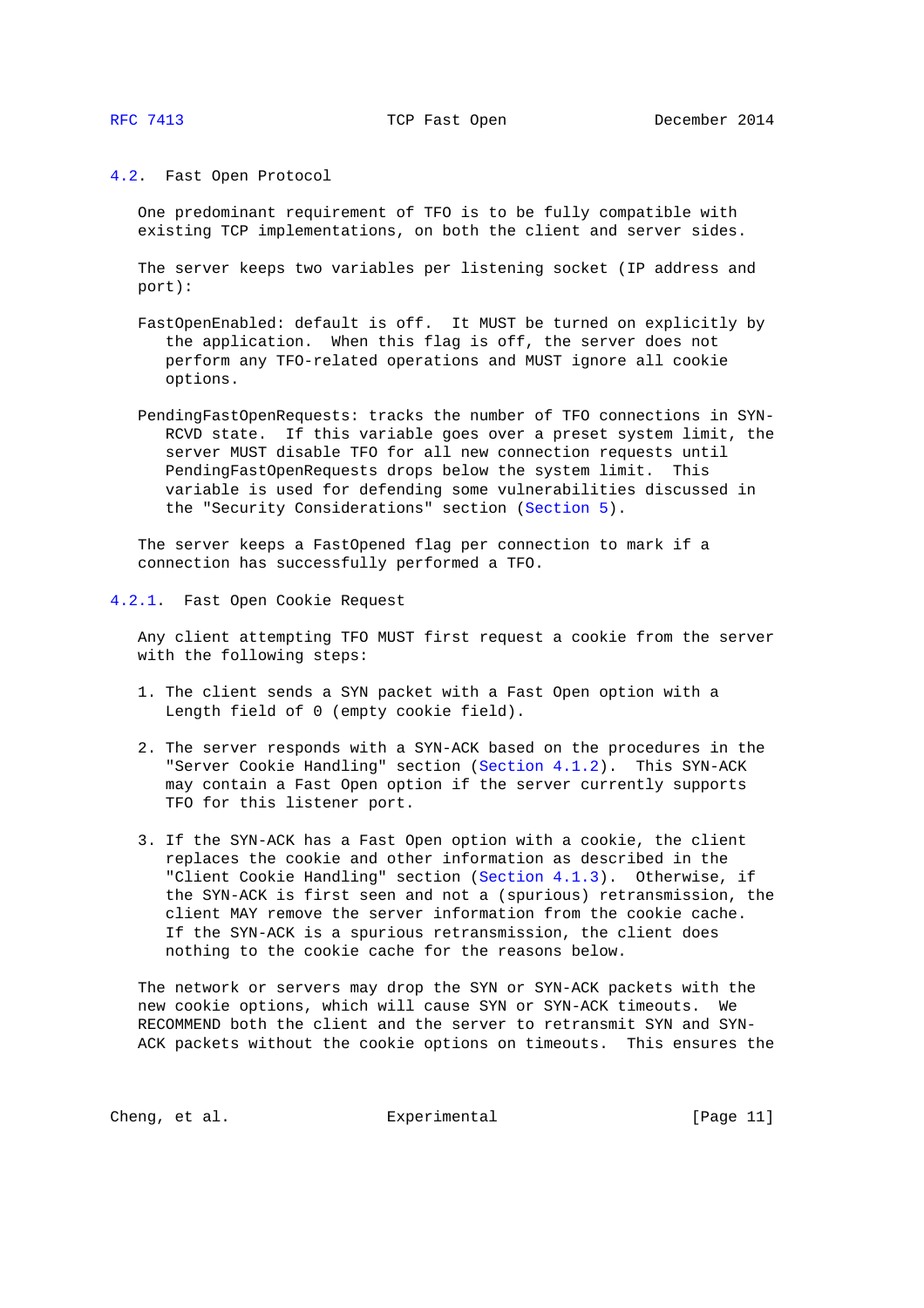## 4.2. Fast Open Protocol

One predominant requirement of TFO is to be fully compatible with existing TCP implementations, on both the client and server sides.

The server keeps two variables per listening socket (IP address and port):

FastOpenEnabled: default is off. It MUST be turned on explicitly by the application. When this flag is off, the server does not perform any TFO-related operations and MUST ignore all cookie options.

PendingFastOpenRequests: tracks the number of TFO connections in SYN-RCVD state. If this variable goes over a preset system limit, the server MUST disable TFO for all new connection requests until PendingFastOpenRequests drops below the system limit. This variable is used for defending some vulnerabilities discussed in the "Security Considerations" section (Section 5).

The server keeps a FastOpened flag per connection to mark if a connection has successfully performed a TFO.

### 4.2.1. Fast Open Cookie Request

Any client attempting TFO MUST first request a cookie from the server with the following steps:

1. The client sends a SYN packet with a Fast Open option with a Length field of 0 (empty cookie field).

2. The server responds with a SYN-ACK based on the procedures in the "Server Cookie Handling" section (Section 4.1.2). This SYN-ACK may contain a Fast Open option if the server currently supports TFO for this listener port.

3. If the SYN-ACK has a Fast Open option with a cookie, the client replaces the cookie and other information as described in the "Client Cookie Handling" section (Section 4.1.3). Otherwise, if the SYN-ACK is first seen and not a (spurious) retransmission, the client MAY remove the server information from the cookie cache. If the SYN-ACK is a spurious retransmission, the client does nothing to the cookie cache for the reasons below.

The network or servers may drop the SYN or SYN-ACK packets with the new cookie options, which will cause SYN or SYN-ACK timeouts. We RECOMMEND both the client and the server to retransmit SYN and SYN-ACK packets without the cookie options on timeouts. This ensures the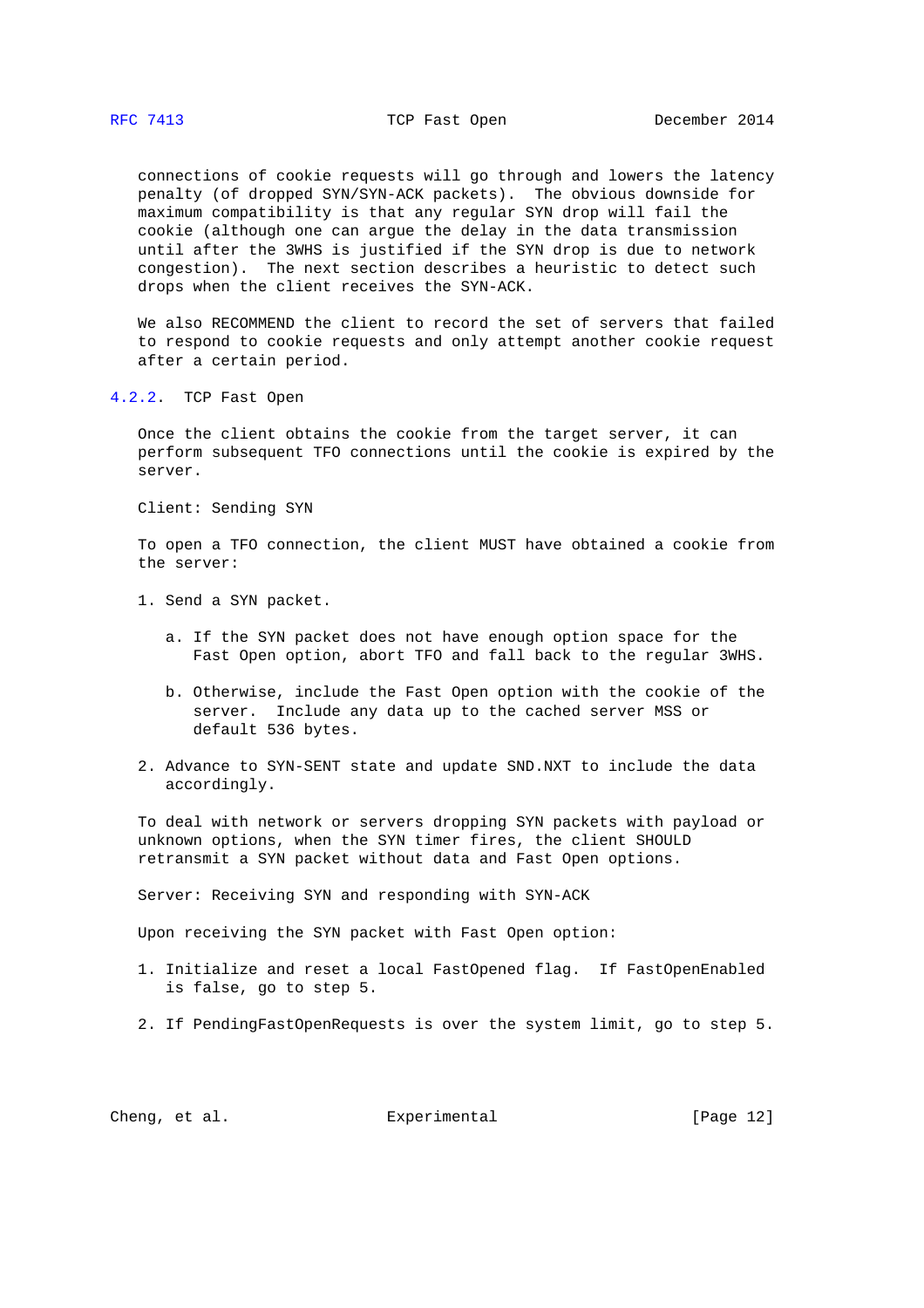connections of cookie requests will go through and lowers the latency penalty (of dropped SYN/SYN-ACK packets). The obvious downside for maximum compatibility is that any regular SYN drop will fail the cookie (although one can argue the delay in the data transmission until after the 3WHS is justified if the SYN drop is due to network congestion). The next section describes a heuristic to detect such drops when the client receives the SYN-ACK.

We also RECOMMEND the client to record the set of servers that failed to respond to cookie requests and only attempt another cookie request after a certain period.

#### 4.2.2. TCP Fast Open

Once the client obtains the cookie from the target server, it can perform subsequent TFO connections until the cookie is expired by the server.

Client: Sending SYN

To open a TFO connection, the client MUST have obtained a cookie from the server:

1. Send a SYN packet.

   a. If the SYN packet does not have enough option space for the Fast Open option, abort TFO and fall back to the regular 3WHS.

   b. Otherwise, include the Fast Open option with the cookie of the server. Include any data up to the cached server MSS or default 536 bytes.

2. Advance to SYN-SENT state and update SND.NXT to include the data accordingly.

To deal with network or servers dropping SYN packets with payload or unknown options, when the SYN timer fires, the client SHOULD retransmit a SYN packet without data and Fast Open options.

Server: Receiving SYN and responding with SYN-ACK

Upon receiving the SYN packet with Fast Open option:

1. Initialize and reset a local FastOpened flag. If FastOpenEnabled is false, go to step 5.

2. If PendingFastOpenRequests is over the system limit, go to step 5.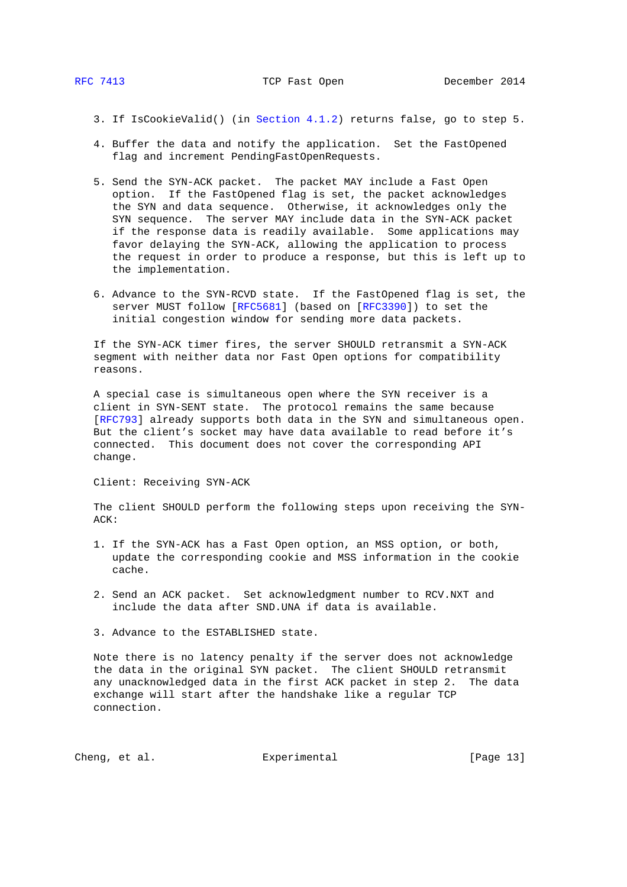3. If IsCookieValid() (in Section 4.1.2) returns false, go to step 5.

4. Buffer the data and notify the application. Set the FastOpened flag and increment PendingFastOpenRequests.

5. Send the SYN-ACK packet. The packet MAY include a Fast Open option. If the FastOpened flag is set, the packet acknowledges the SYN and data sequence. Otherwise, it acknowledges only the SYN sequence. The server MAY include data in the SYN-ACK packet if the response data is readily available. Some applications may favor delaying the SYN-ACK, allowing the application to process the request in order to produce a response, but this is left up to the implementation.

6. Advance to the SYN-RCVD state. If the FastOpened flag is set, the server MUST follow [RFC5681] (based on [RFC3390]) to set the initial congestion window for sending more data packets.

If the SYN-ACK timer fires, the server SHOULD retransmit a SYN-ACK segment with neither data nor Fast Open options for compatibility reasons.

A special case is simultaneous open where the SYN receiver is a client in SYN-SENT state. The protocol remains the same because [RFC793] already supports both data in the SYN and simultaneous open. But the client's socket may have data available to read before it's connected. This document does not cover the corresponding API change.

Client: Receiving SYN-ACK

The client SHOULD perform the following steps upon receiving the SYN-ACK:

1. If the SYN-ACK has a Fast Open option, an MSS option, or both, update the corresponding cookie and MSS information in the cookie cache.

2. Send an ACK packet. Set acknowledgment number to RCV.NXT and include the data after SND.UNA if data is available.

3. Advance to the ESTABLISHED state.

Note there is no latency penalty if the server does not acknowledge the data in the original SYN packet. The client SHOULD retransmit any unacknowledged data in the first ACK packet in step 2. The data exchange will start after the handshake like a regular TCP connection.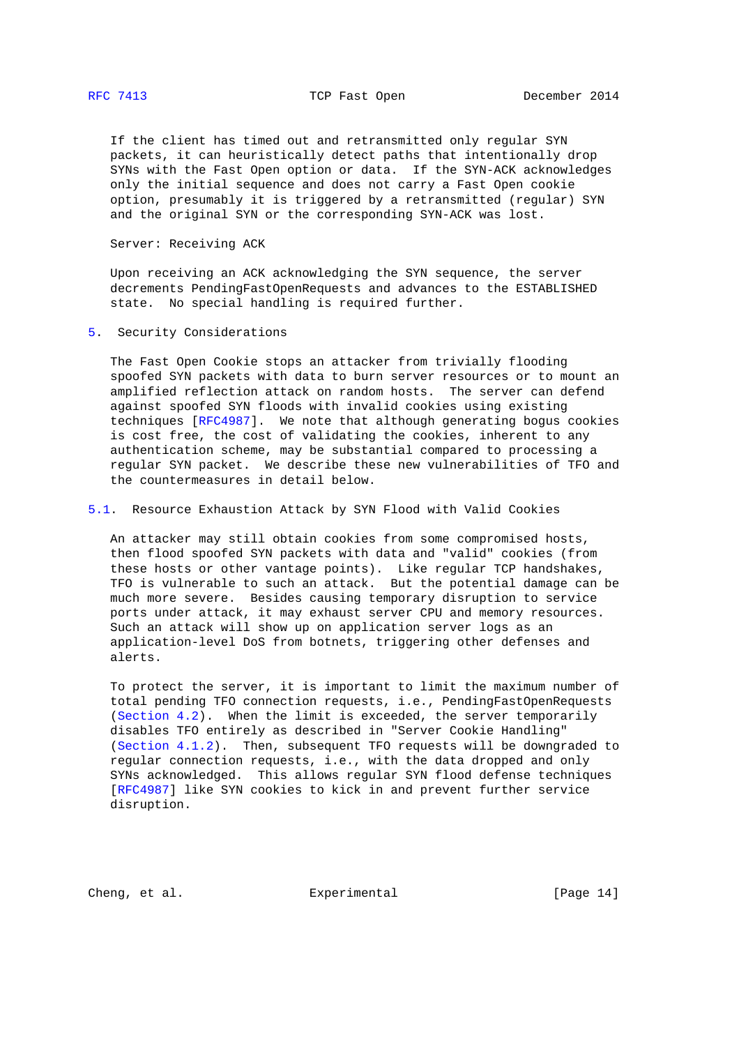If the client has timed out and retransmitted only regular SYN packets, it can heuristically detect paths that intentionally drop SYNs with the Fast Open option or data. If the SYN-ACK acknowledges only the initial sequence and does not carry a Fast Open cookie option, presumably it is triggered by a retransmitted (regular) SYN and the original SYN or the corresponding SYN-ACK was lost.

Server: Receiving ACK

Upon receiving an ACK acknowledging the SYN sequence, the server decrements PendingFastOpenRequests and advances to the ESTABLISHED state. No special handling is required further.

## 5. Security Considerations

The Fast Open Cookie stops an attacker from trivially flooding spoofed SYN packets with data to burn server resources or to mount an amplified reflection attack on random hosts. The server can defend against spoofed SYN floods with invalid cookies using existing techniques [RFC4987]. We note that although generating bogus cookies is cost free, the cost of validating the cookies, inherent to any authentication scheme, may be substantial compared to processing a regular SYN packet. We describe these new vulnerabilities of TFO and the countermeasures in detail below.

### 5.1. Resource Exhaustion Attack by SYN Flood with Valid Cookies

An attacker may still obtain cookies from some compromised hosts, then flood spoofed SYN packets with data and "valid" cookies (from these hosts or other vantage points). Like regular TCP handshakes, TFO is vulnerable to such an attack. But the potential damage can be much more severe. Besides causing temporary disruption to service ports under attack, it may exhaust server CPU and memory resources. Such an attack will show up on application server logs as an application-level DoS from botnets, triggering other defenses and alerts.

To protect the server, it is important to limit the maximum number of total pending TFO connection requests, i.e., PendingFastOpenRequests (Section 4.2). When the limit is exceeded, the server temporarily disables TFO entirely as described in "Server Cookie Handling" (Section 4.1.2). Then, subsequent TFO requests will be downgraded to regular connection requests, i.e., with the data dropped and only SYNs acknowledged. This allows regular SYN flood defense techniques [RFC4987] like SYN cookies to kick in and prevent further service disruption.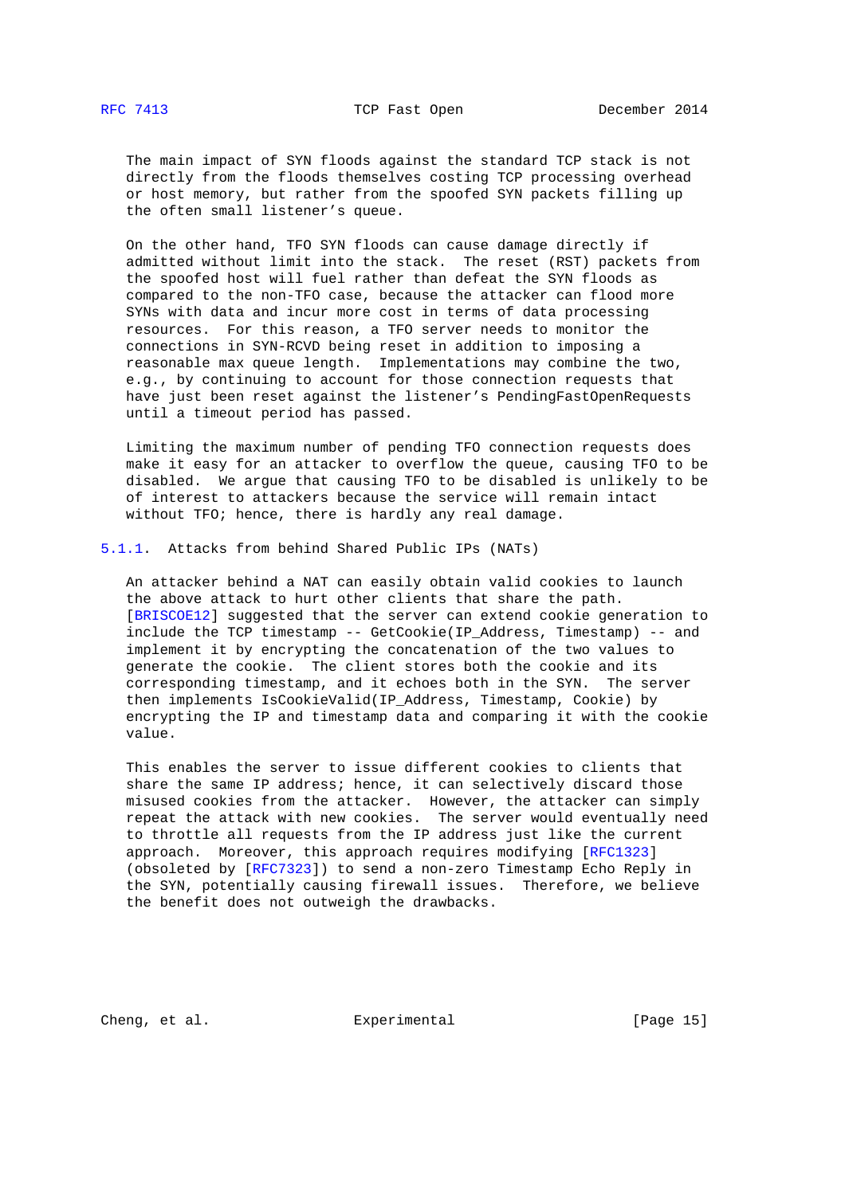The main impact of SYN floods against the standard TCP stack is not directly from the floods themselves costing TCP processing overhead or host memory, but rather from the spoofed SYN packets filling up the often small listener's queue.

On the other hand, TFO SYN floods can cause damage directly if admitted without limit into the stack. The reset (RST) packets from the spoofed host will fuel rather than defeat the SYN floods as compared to the non-TFO case, because the attacker can flood more SYNs with data and incur more cost in terms of data processing resources. For this reason, a TFO server needs to monitor the connections in SYN-RCVD being reset in addition to imposing a reasonable max queue length. Implementations may combine the two, e.g., by continuing to account for those connection requests that have just been reset against the listener's PendingFastOpenRequests until a timeout period has passed.

Limiting the maximum number of pending TFO connection requests does make it easy for an attacker to overflow the queue, causing TFO to be disabled. We argue that causing TFO to be disabled is unlikely to be of interest to attackers because the service will remain intact without TFO; hence, there is hardly any real damage.

### 5.1.1. Attacks from behind Shared Public IPs (NATs)

An attacker behind a NAT can easily obtain valid cookies to launch the above attack to hurt other clients that share the path. [BRISCOE12] suggested that the server can extend cookie generation to include the TCP timestamp -- GetCookie(IP_Address, Timestamp) -- and implement it by encrypting the concatenation of the two values to generate the cookie. The client stores both the cookie and its corresponding timestamp, and it echoes both in the SYN. The server then implements IsCookieValid(IP_Address, Timestamp, Cookie) by encrypting the IP and timestamp data and comparing it with the cookie value.

This enables the server to issue different cookies to clients that share the same IP address; hence, it can selectively discard those misused cookies from the attacker. However, the attacker can simply repeat the attack with new cookies. The server would eventually need to throttle all requests from the IP address just like the current approach. Moreover, this approach requires modifying [RFC1323] (obsoleted by [RFC7323]) to send a non-zero Timestamp Echo Reply in the SYN, potentially causing firewall issues. Therefore, we believe the benefit does not outweigh the drawbacks.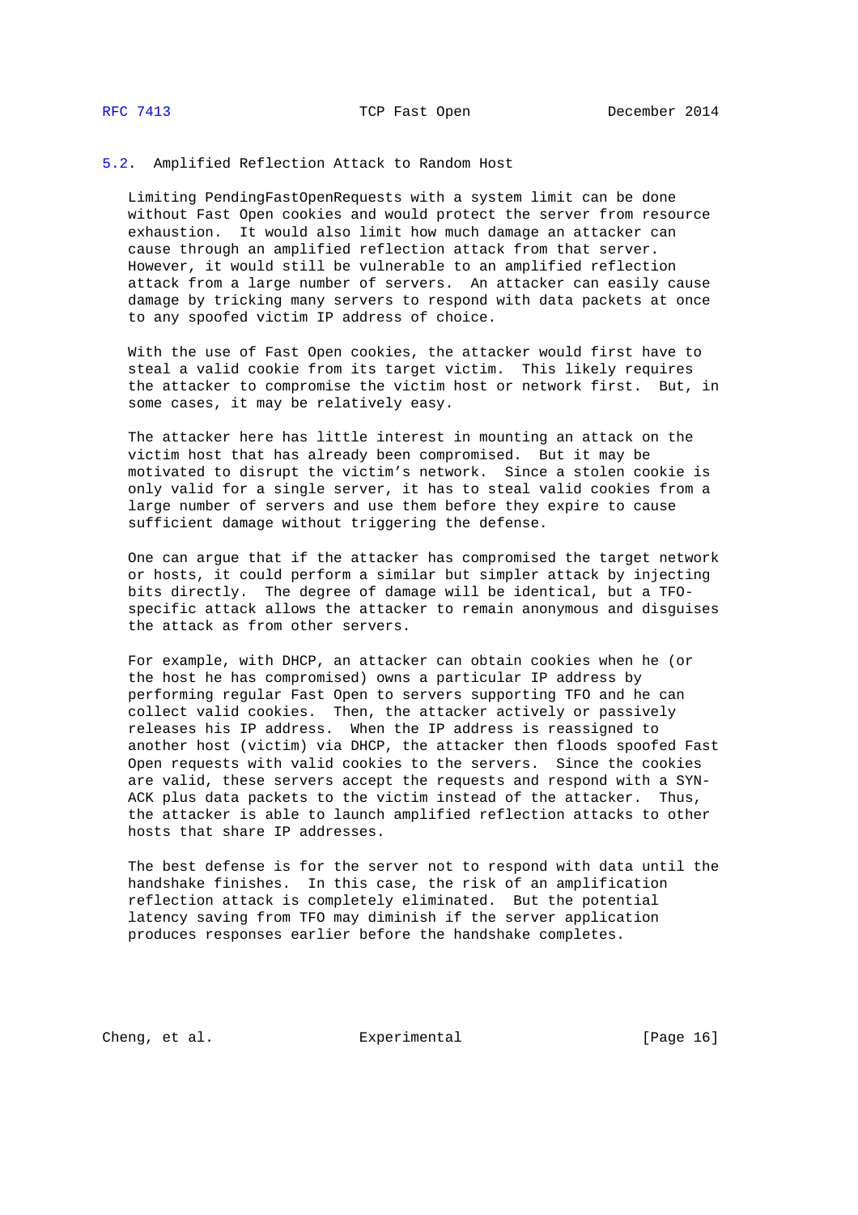### 5.2. Amplified Reflection Attack to Random Host

Limiting PendingFastOpenRequests with a system limit can be done without Fast Open cookies and would protect the server from resource exhaustion. It would also limit how much damage an attacker can cause through an amplified reflection attack from that server. However, it would still be vulnerable to an amplified reflection attack from a large number of servers. An attacker can easily cause damage by tricking many servers to respond with data packets at once to any spoofed victim IP address of choice.

With the use of Fast Open cookies, the attacker would first have to steal a valid cookie from its target victim. This likely requires the attacker to compromise the victim host or network first. But, in some cases, it may be relatively easy.

The attacker here has little interest in mounting an attack on the victim host that has already been compromised. But it may be motivated to disrupt the victim's network. Since a stolen cookie is only valid for a single server, it has to steal valid cookies from a large number of servers and use them before they expire to cause sufficient damage without triggering the defense.

One can argue that if the attacker has compromised the target network or hosts, it could perform a similar but simpler attack by injecting bits directly. The degree of damage will be identical, but a TFO-specific attack allows the attacker to remain anonymous and disguises the attack as from other servers.

For example, with DHCP, an attacker can obtain cookies when he (or the host he has compromised) owns a particular IP address by performing regular Fast Open to servers supporting TFO and he can collect valid cookies. Then, the attacker actively or passively releases his IP address. When the IP address is reassigned to another host (victim) via DHCP, the attacker then floods spoofed Fast Open requests with valid cookies to the servers. Since the cookies are valid, these servers accept the requests and respond with a SYN-ACK plus data packets to the victim instead of the attacker. Thus, the attacker is able to launch amplified reflection attacks to other hosts that share IP addresses.

The best defense is for the server not to respond with data until the handshake finishes. In this case, the risk of an amplification reflection attack is completely eliminated. But the potential latency saving from TFO may diminish if the server application produces responses earlier before the handshake completes.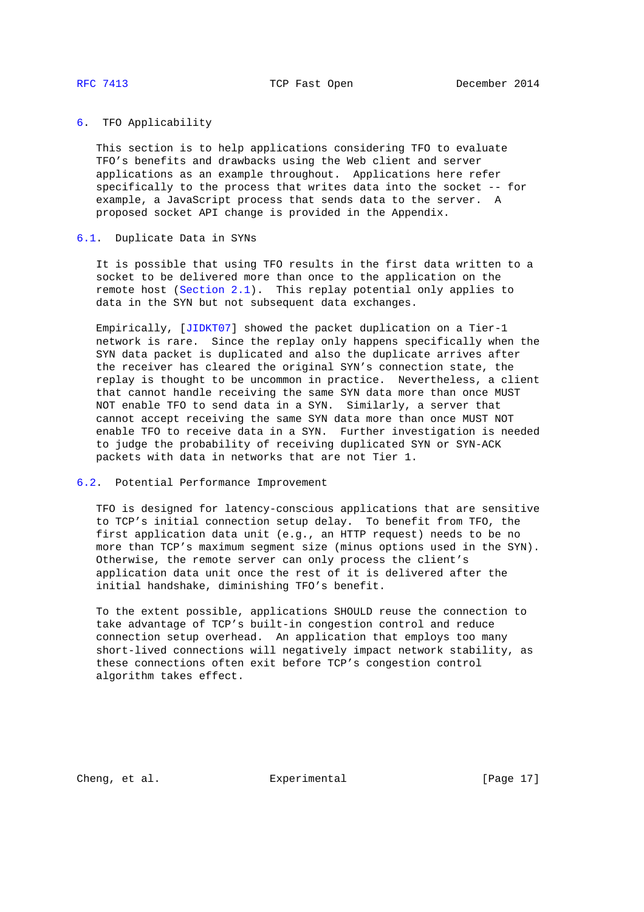## 6. TFO Applicability

This section is to help applications considering TFO to evaluate TFO's benefits and drawbacks using the Web client and server applications as an example throughout. Applications here refer specifically to the process that writes data into the socket -- for example, a JavaScript process that sends data to the server. A proposed socket API change is provided in the Appendix.

### 6.1. Duplicate Data in SYNs

It is possible that using TFO results in the first data written to a socket to be delivered more than once to the application on the remote host (Section 2.1). This replay potential only applies to data in the SYN but not subsequent data exchanges.

Empirically, [JIDKT07] showed the packet duplication on a Tier-1 network is rare. Since the replay only happens specifically when the SYN data packet is duplicated and also the duplicate arrives after the receiver has cleared the original SYN's connection state, the replay is thought to be uncommon in practice. Nevertheless, a client that cannot handle receiving the same SYN data more than once MUST NOT enable TFO to send data in a SYN. Similarly, a server that cannot accept receiving the same SYN data more than once MUST NOT enable TFO to receive data in a SYN. Further investigation is needed to judge the probability of receiving duplicated SYN or SYN-ACK packets with data in networks that are not Tier 1.

### 6.2. Potential Performance Improvement

TFO is designed for latency-conscious applications that are sensitive to TCP's initial connection setup delay. To benefit from TFO, the first application data unit (e.g., an HTTP request) needs to be no more than TCP's maximum segment size (minus options used in the SYN). Otherwise, the remote server can only process the client's application data unit once the rest of it is delivered after the initial handshake, diminishing TFO's benefit.

To the extent possible, applications SHOULD reuse the connection to take advantage of TCP's built-in congestion control and reduce connection setup overhead. An application that employs too many short-lived connections will negatively impact network stability, as these connections often exit before TCP's congestion control algorithm takes effect.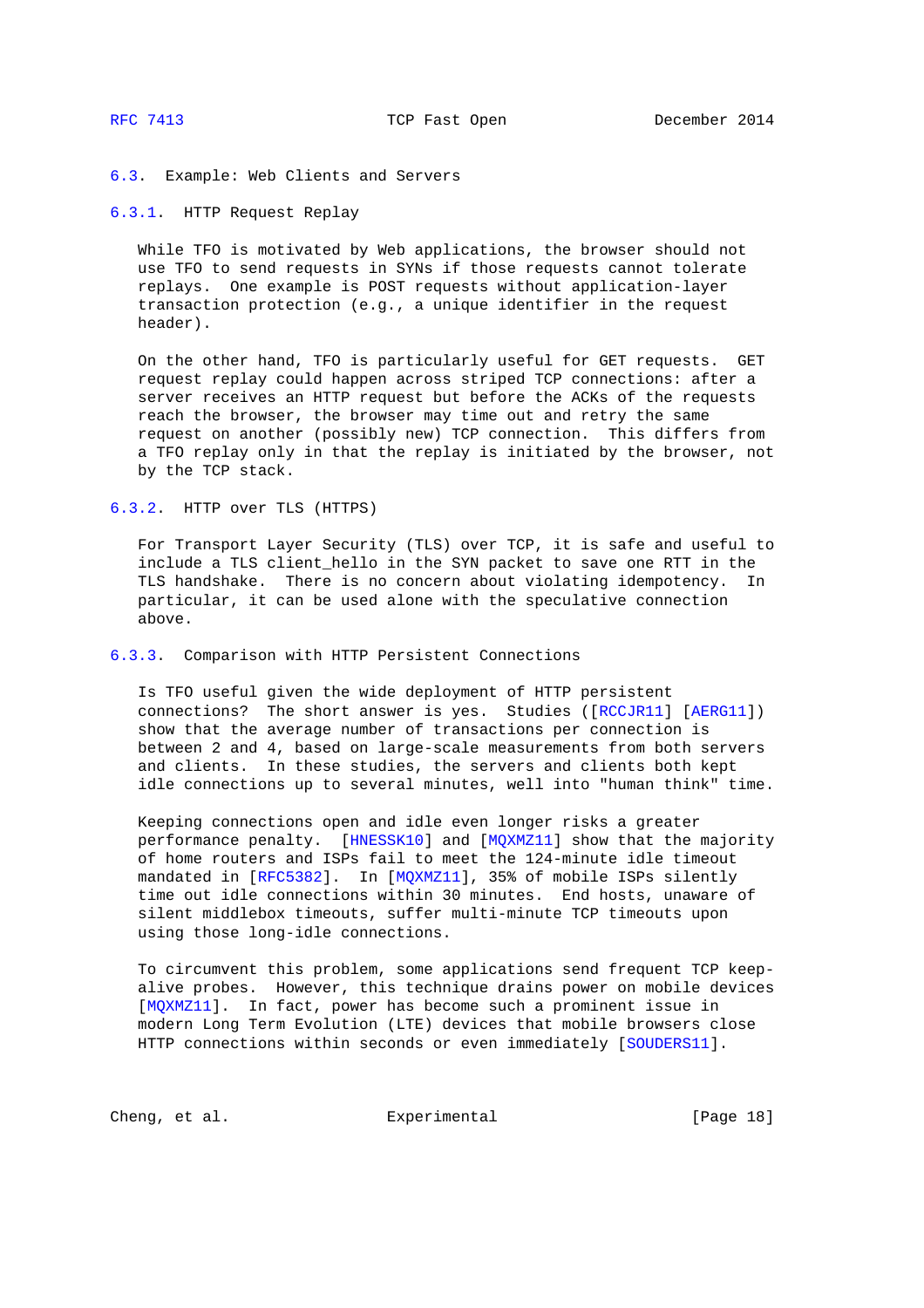### 6.3. Example: Web Clients and Servers

#### 6.3.1. HTTP Request Replay

While TFO is motivated by Web applications, the browser should not use TFO to send requests in SYNs if those requests cannot tolerate replays. One example is POST requests without application-layer transaction protection (e.g., a unique identifier in the request header).

On the other hand, TFO is particularly useful for GET requests. GET request replay could happen across striped TCP connections: after a server receives an HTTP request but before the ACKs of the requests reach the browser, the browser may time out and retry the same request on another (possibly new) TCP connection. This differs from a TFO replay only in that the replay is initiated by the browser, not by the TCP stack.

#### 6.3.2. HTTP over TLS (HTTPS)

For Transport Layer Security (TLS) over TCP, it is safe and useful to include a TLS client_hello in the SYN packet to save one RTT in the TLS handshake. There is no concern about violating idempotency. In particular, it can be used alone with the speculative connection above.

#### 6.3.3. Comparison with HTTP Persistent Connections

Is TFO useful given the wide deployment of HTTP persistent connections? The short answer is yes. Studies ([RCCJR11] [AERG11]) show that the average number of transactions per connection is between 2 and 4, based on large-scale measurements from both servers and clients. In these studies, the servers and clients both kept idle connections up to several minutes, well into "human think" time.

Keeping connections open and idle even longer risks a greater performance penalty. [HNESSK10] and [MQXMZ11] show that the majority of home routers and ISPs fail to meet the 124-minute idle timeout mandated in [RFC5382]. In [MQXMZ11], 35% of mobile ISPs silently time out idle connections within 30 minutes. End hosts, unaware of silent middlebox timeouts, suffer multi-minute TCP timeouts upon using those long-idle connections.

To circumvent this problem, some applications send frequent TCP keep-alive probes. However, this technique drains power on mobile devices [MQXMZ11]. In fact, power has become such a prominent issue in modern Long Term Evolution (LTE) devices that mobile browsers close HTTP connections within seconds or even immediately [SOUDERS11].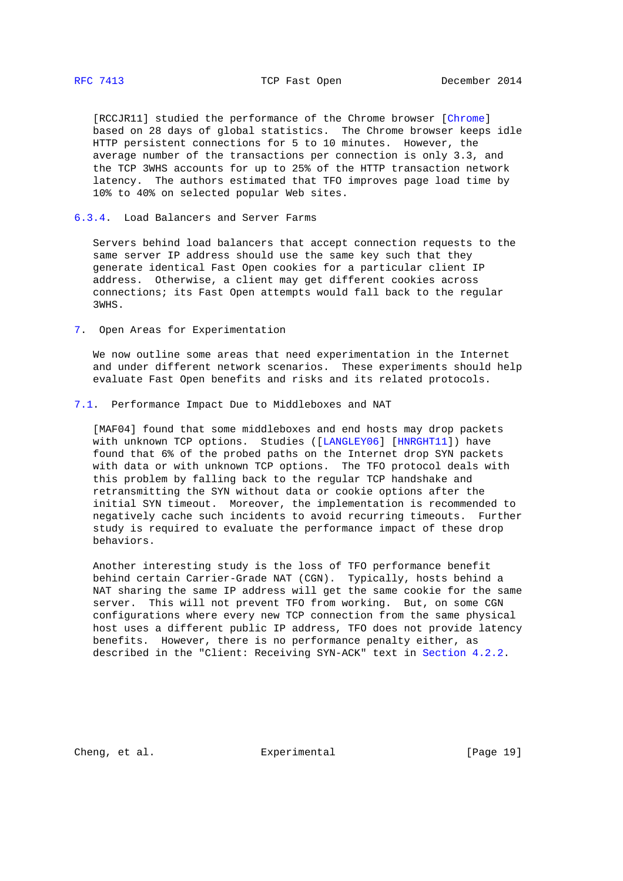[RCCJR11] studied the performance of the Chrome browser [Chrome] based on 28 days of global statistics. The Chrome browser keeps idle HTTP persistent connections for 5 to 10 minutes. However, the average number of the transactions per connection is only 3.3, and the TCP 3WHS accounts for up to 25% of the HTTP transaction network latency. The authors estimated that TFO improves page load time by 10% to 40% on selected popular Web sites.

### 6.3.4. Load Balancers and Server Farms

Servers behind load balancers that accept connection requests to the same server IP address should use the same key such that they generate identical Fast Open cookies for a particular client IP address. Otherwise, a client may get different cookies across connections; its Fast Open attempts would fall back to the regular 3WHS.

## 7. Open Areas for Experimentation

We now outline some areas that need experimentation in the Internet and under different network scenarios. These experiments should help evaluate Fast Open benefits and risks and its related protocols.

### 7.1. Performance Impact Due to Middleboxes and NAT

[MAF04] found that some middleboxes and end hosts may drop packets with unknown TCP options. Studies ([LANGLEY06] [HNRGHT11]) have found that 6% of the probed paths on the Internet drop SYN packets with data or with unknown TCP options. The TFO protocol deals with this problem by falling back to the regular TCP handshake and retransmitting the SYN without data or cookie options after the initial SYN timeout. Moreover, the implementation is recommended to negatively cache such incidents to avoid recurring timeouts. Further study is required to evaluate the performance impact of these drop behaviors.

Another interesting study is the loss of TFO performance benefit behind certain Carrier-Grade NAT (CGN). Typically, hosts behind a NAT sharing the same IP address will get the same cookie for the same server. This will not prevent TFO from working. But, on some CGN configurations where every new TCP connection from the same physical host uses a different public IP address, TFO does not provide latency benefits. However, there is no performance penalty either, as described in the "Client: Receiving SYN-ACK" text in Section 4.2.2.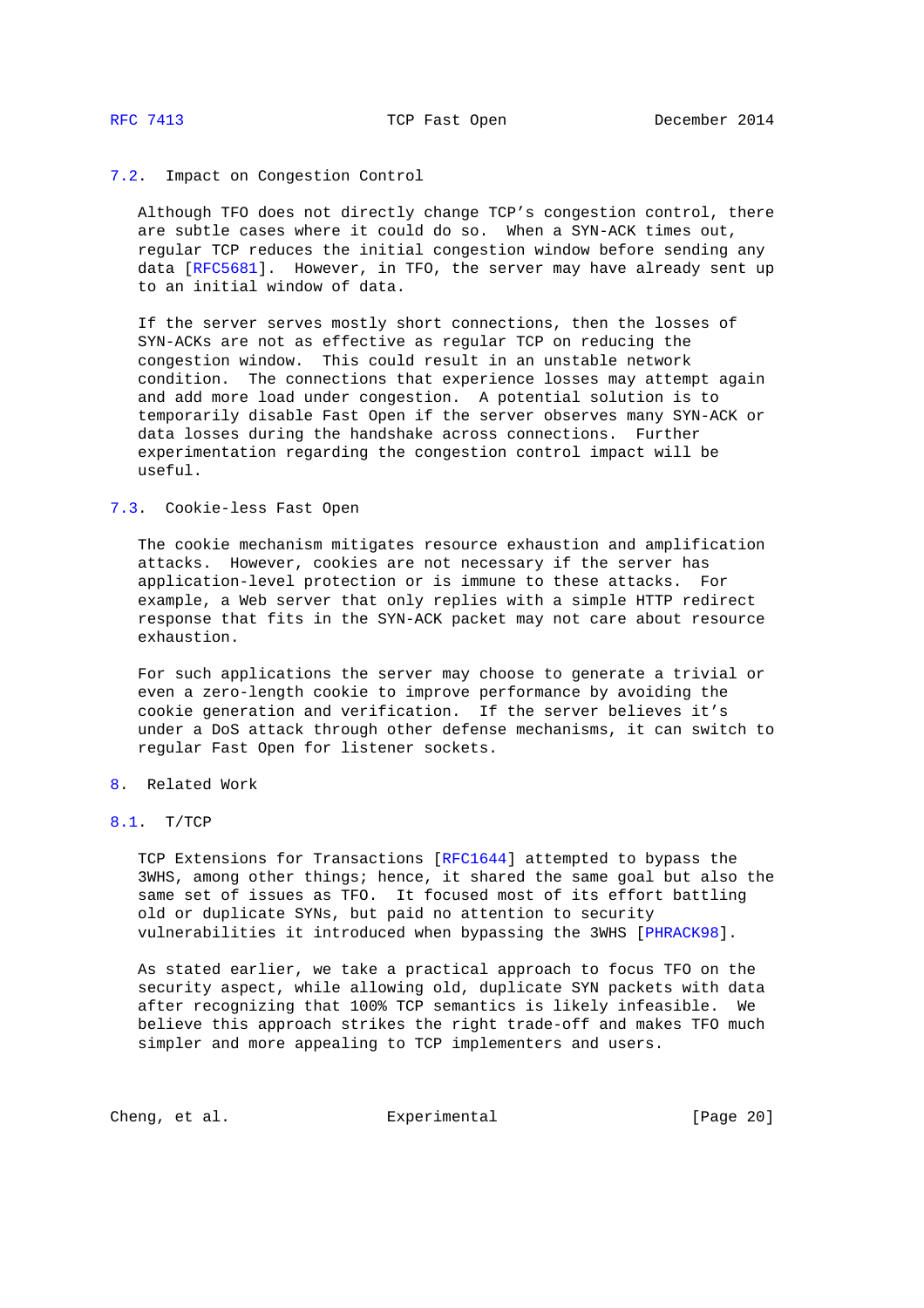### 7.2. Impact on Congestion Control

Although TFO does not directly change TCP's congestion control, there are subtle cases where it could do so. When a SYN-ACK times out, regular TCP reduces the initial congestion window before sending any data [RFC5681]. However, in TFO, the server may have already sent up to an initial window of data.

If the server serves mostly short connections, then the losses of SYN-ACKs are not as effective as regular TCP on reducing the congestion window. This could result in an unstable network condition. The connections that experience losses may attempt again and add more load under congestion. A potential solution is to temporarily disable Fast Open if the server observes many SYN-ACK or data losses during the handshake across connections. Further experimentation regarding the congestion control impact will be useful.

### 7.3. Cookie-less Fast Open

The cookie mechanism mitigates resource exhaustion and amplification attacks. However, cookies are not necessary if the server has application-level protection or is immune to these attacks. For example, a Web server that only replies with a simple HTTP redirect response that fits in the SYN-ACK packet may not care about resource exhaustion.

For such applications the server may choose to generate a trivial or even a zero-length cookie to improve performance by avoiding the cookie generation and verification. If the server believes it's under a DoS attack through other defense mechanisms, it can switch to regular Fast Open for listener sockets.

## 8. Related Work

### 8.1. T/TCP

TCP Extensions for Transactions [RFC1644] attempted to bypass the 3WHS, among other things; hence, it shared the same goal but also the same set of issues as TFO. It focused most of its effort battling old or duplicate SYNs, but paid no attention to security vulnerabilities it introduced when bypassing the 3WHS [PHRACK98].

As stated earlier, we take a practical approach to focus TFO on the security aspect, while allowing old, duplicate SYN packets with data after recognizing that 100% TCP semantics is likely infeasible. We believe this approach strikes the right trade-off and makes TFO much simpler and more appealing to TCP implementers and users.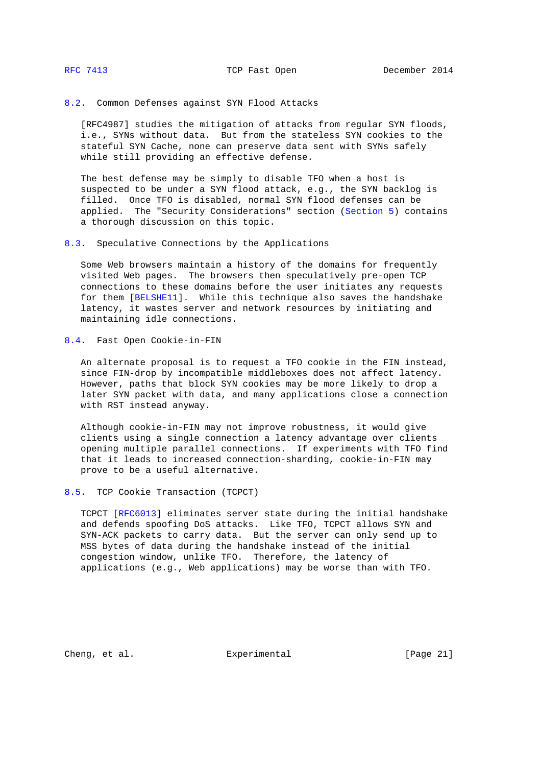### 8.2. Common Defenses against SYN Flood Attacks

[RFC4987] studies the mitigation of attacks from regular SYN floods, i.e., SYNs without data. But from the stateless SYN cookies to the stateful SYN Cache, none can preserve data sent with SYNs safely while still providing an effective defense.

The best defense may be simply to disable TFO when a host is suspected to be under a SYN flood attack, e.g., the SYN backlog is filled. Once TFO is disabled, normal SYN flood defenses can be applied. The "Security Considerations" section (Section 5) contains a thorough discussion on this topic.

### 8.3. Speculative Connections by the Applications

Some Web browsers maintain a history of the domains for frequently visited Web pages. The browsers then speculatively pre-open TCP connections to these domains before the user initiates any requests for them [BELSHE11]. While this technique also saves the handshake latency, it wastes server and network resources by initiating and maintaining idle connections.

### 8.4. Fast Open Cookie-in-FIN

An alternate proposal is to request a TFO cookie in the FIN instead, since FIN-drop by incompatible middleboxes does not affect latency. However, paths that block SYN cookies may be more likely to drop a later SYN packet with data, and many applications close a connection with RST instead anyway.

Although cookie-in-FIN may not improve robustness, it would give clients using a single connection a latency advantage over clients opening multiple parallel connections. If experiments with TFO find that it leads to increased connection-sharding, cookie-in-FIN may prove to be a useful alternative.

### 8.5. TCP Cookie Transaction (TCPCT)

TCPCT [RFC6013] eliminates server state during the initial handshake and defends spoofing DoS attacks. Like TFO, TCPCT allows SYN and SYN-ACK packets to carry data. But the server can only send up to MSS bytes of data during the handshake instead of the initial congestion window, unlike TFO. Therefore, the latency of applications (e.g., Web applications) may be worse than with TFO.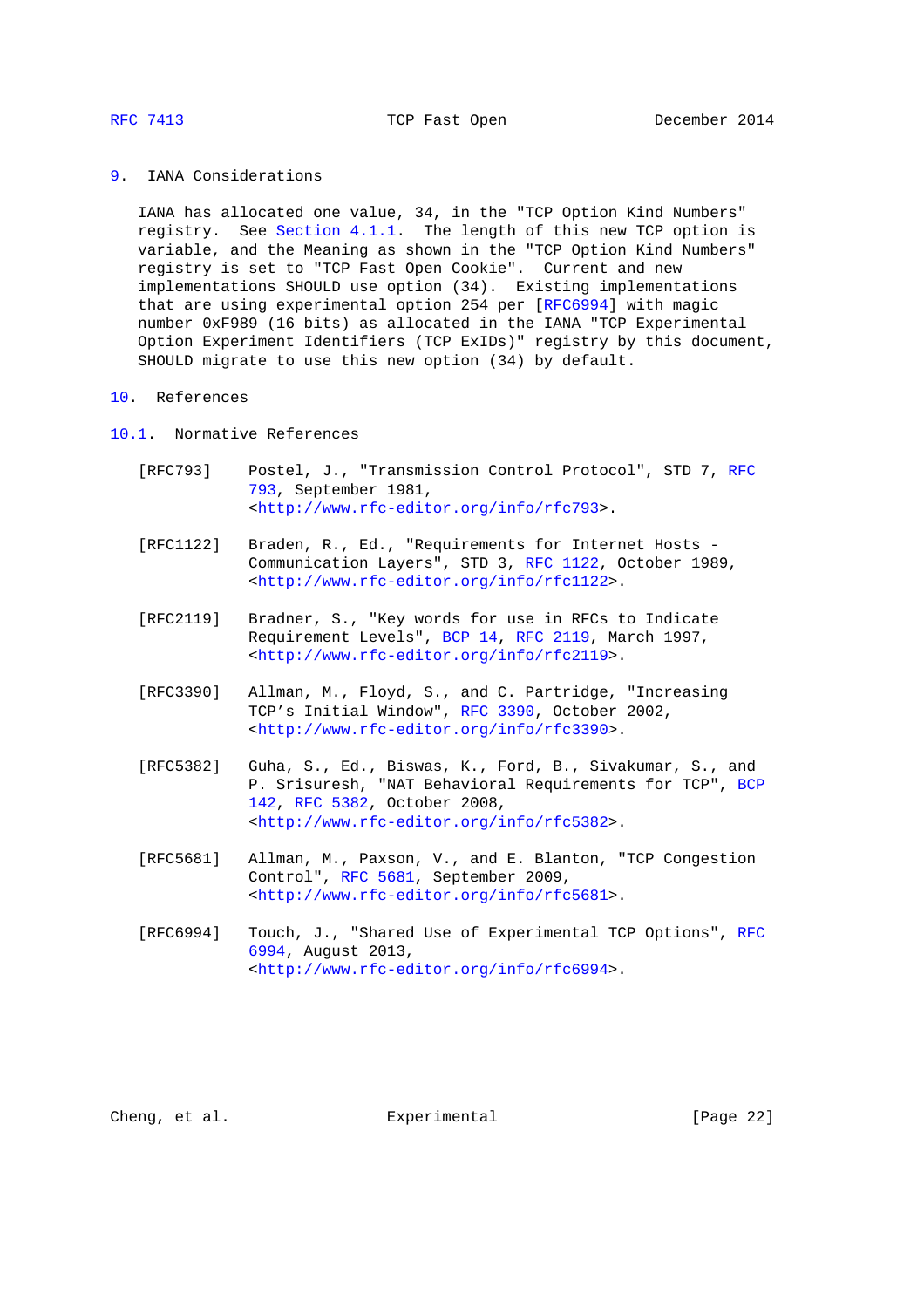## 9. IANA Considerations

IANA has allocated one value, 34, in the "TCP Option Kind Numbers" registry. See Section 4.1.1. The length of this new TCP option is variable, and the Meaning as shown in the "TCP Option Kind Numbers" registry is set to "TCP Fast Open Cookie". Current and new implementations SHOULD use option (34). Existing implementations that are using experimental option 254 per [RFC6994] with magic number 0xF989 (16 bits) as allocated in the IANA "TCP Experimental Option Experiment Identifiers (TCP ExIDs)" registry by this document, SHOULD migrate to use this new option (34) by default.

## 10. References

### 10.1. Normative References

[RFC793] Postel, J., "Transmission Control Protocol", STD 7, RFC 793, September 1981, <http://www.rfc-editor.org/info/rfc793>.

[RFC1122] Braden, R., Ed., "Requirements for Internet Hosts - Communication Layers", STD 3, RFC 1122, October 1989, <http://www.rfc-editor.org/info/rfc1122>.

[RFC2119] Bradner, S., "Key words for use in RFCs to Indicate Requirement Levels", BCP 14, RFC 2119, March 1997, <http://www.rfc-editor.org/info/rfc2119>.

[RFC3390] Allman, M., Floyd, S., and C. Partridge, "Increasing TCP's Initial Window", RFC 3390, October 2002, <http://www.rfc-editor.org/info/rfc3390>.

[RFC5382] Guha, S., Ed., Biswas, K., Ford, B., Sivakumar, S., and P. Srisuresh, "NAT Behavioral Requirements for TCP", BCP 142, RFC 5382, October 2008, <http://www.rfc-editor.org/info/rfc5382>.

[RFC5681] Allman, M., Paxson, V., and E. Blanton, "TCP Congestion Control", RFC 5681, September 2009, <http://www.rfc-editor.org/info/rfc5681>.

[RFC6994] Touch, J., "Shared Use of Experimental TCP Options", RFC 6994, August 2013, <http://www.rfc-editor.org/info/rfc6994>.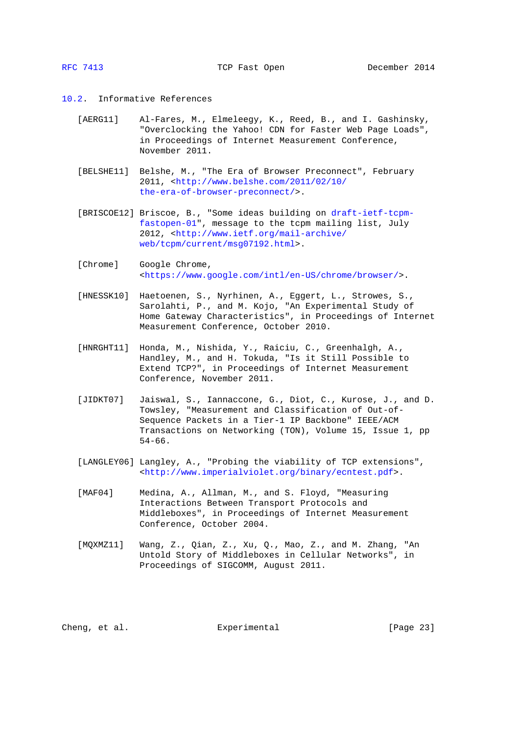## 10.2. Informative References

[AERG11] Al-Fares, M., Elmeleegy, K., Reed, B., and I. Gashinsky, "Overclocking the Yahoo! CDN for Faster Web Page Loads", in Proceedings of Internet Measurement Conference, November 2011.

[BELSHE11] Belshe, M., "The Era of Browser Preconnect", February 2011, <http://www.belshe.com/2011/02/10/the-era-of-browser-preconnect/>.

[BRISCOE12] Briscoe, B., "Some ideas building on draft-ietf-tcpm-fastopen-01", message to the tcpm mailing list, July 2012, <http://www.ietf.org/mail-archive/web/tcpm/current/msg07192.html>.

[Chrome] Google Chrome, <https://www.google.com/intl/en-US/chrome/browser/>.

[HNESSK10] Haetoenen, S., Nyrhinen, A., Eggert, L., Strowes, S., Sarolahti, P., and M. Kojo, "An Experimental Study of Home Gateway Characteristics", in Proceedings of Internet Measurement Conference, October 2010.

[HNRGHT11] Honda, M., Nishida, Y., Raiciu, C., Greenhalgh, A., Handley, M., and H. Tokuda, "Is it Still Possible to Extend TCP?", in Proceedings of Internet Measurement Conference, November 2011.

[JIDKT07] Jaiswal, S., Iannaccone, G., Diot, C., Kurose, J., and D. Towsley, "Measurement and Classification of Out-of-Sequence Packets in a Tier-1 IP Backbone" IEEE/ACM Transactions on Networking (TON), Volume 15, Issue 1, pp 54-66.

[LANGLEY06] Langley, A., "Probing the viability of TCP extensions", <http://www.imperialviolet.org/binary/ecntest.pdf>.

[MAF04] Medina, A., Allman, M., and S. Floyd, "Measuring Interactions Between Transport Protocols and Middleboxes", in Proceedings of Internet Measurement Conference, October 2004.

[MQXMZ11] Wang, Z., Qian, Z., Xu, Q., Mao, Z., and M. Zhang, "An Untold Story of Middleboxes in Cellular Networks", in Proceedings of SIGCOMM, August 2011.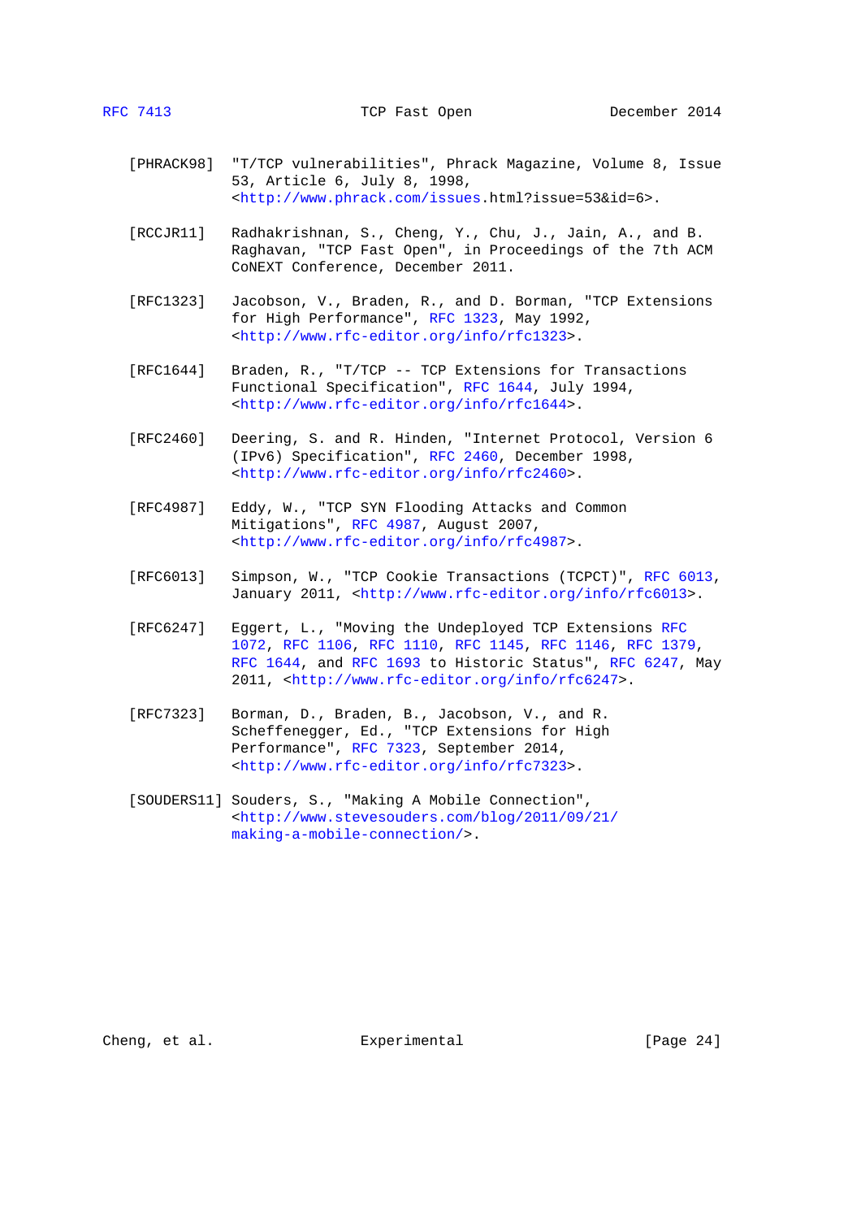[PHRACK98] "T/TCP vulnerabilities", Phrack Magazine, Volume 8, Issue 53, Article 6, July 8, 1998, <http://www.phrack.com/issues.html?issue=53&id=6>.

[RCCJR11] Radhakrishnan, S., Cheng, Y., Chu, J., Jain, A., and B. Raghavan, "TCP Fast Open", in Proceedings of the 7th ACM CoNEXT Conference, December 2011.

[RFC1323] Jacobson, V., Braden, R., and D. Borman, "TCP Extensions for High Performance", RFC 1323, May 1992, <http://www.rfc-editor.org/info/rfc1323>.

[RFC1644] Braden, R., "T/TCP -- TCP Extensions for Transactions Functional Specification", RFC 1644, July 1994, <http://www.rfc-editor.org/info/rfc1644>.

[RFC2460] Deering, S. and R. Hinden, "Internet Protocol, Version 6 (IPv6) Specification", RFC 2460, December 1998, <http://www.rfc-editor.org/info/rfc2460>.

[RFC4987] Eddy, W., "TCP SYN Flooding Attacks and Common Mitigations", RFC 4987, August 2007, <http://www.rfc-editor.org/info/rfc4987>.

[RFC6013] Simpson, W., "TCP Cookie Transactions (TCPCT)", RFC 6013, January 2011, <http://www.rfc-editor.org/info/rfc6013>.

[RFC6247] Eggert, L., "Moving the Undeployed TCP Extensions RFC 1072, RFC 1106, RFC 1110, RFC 1145, RFC 1146, RFC 1379, RFC 1644, and RFC 1693 to Historic Status", RFC 6247, May 2011, <http://www.rfc-editor.org/info/rfc6247>.

[RFC7323] Borman, D., Braden, B., Jacobson, V., and R. Scheffenegger, Ed., "TCP Extensions for High Performance", RFC 7323, September 2014, <http://www.rfc-editor.org/info/rfc7323>.

[SOUDERS11] Souders, S., "Making A Mobile Connection", <http://www.stevesouders.com/blog/2011/09/21/making-a-mobile-connection/>.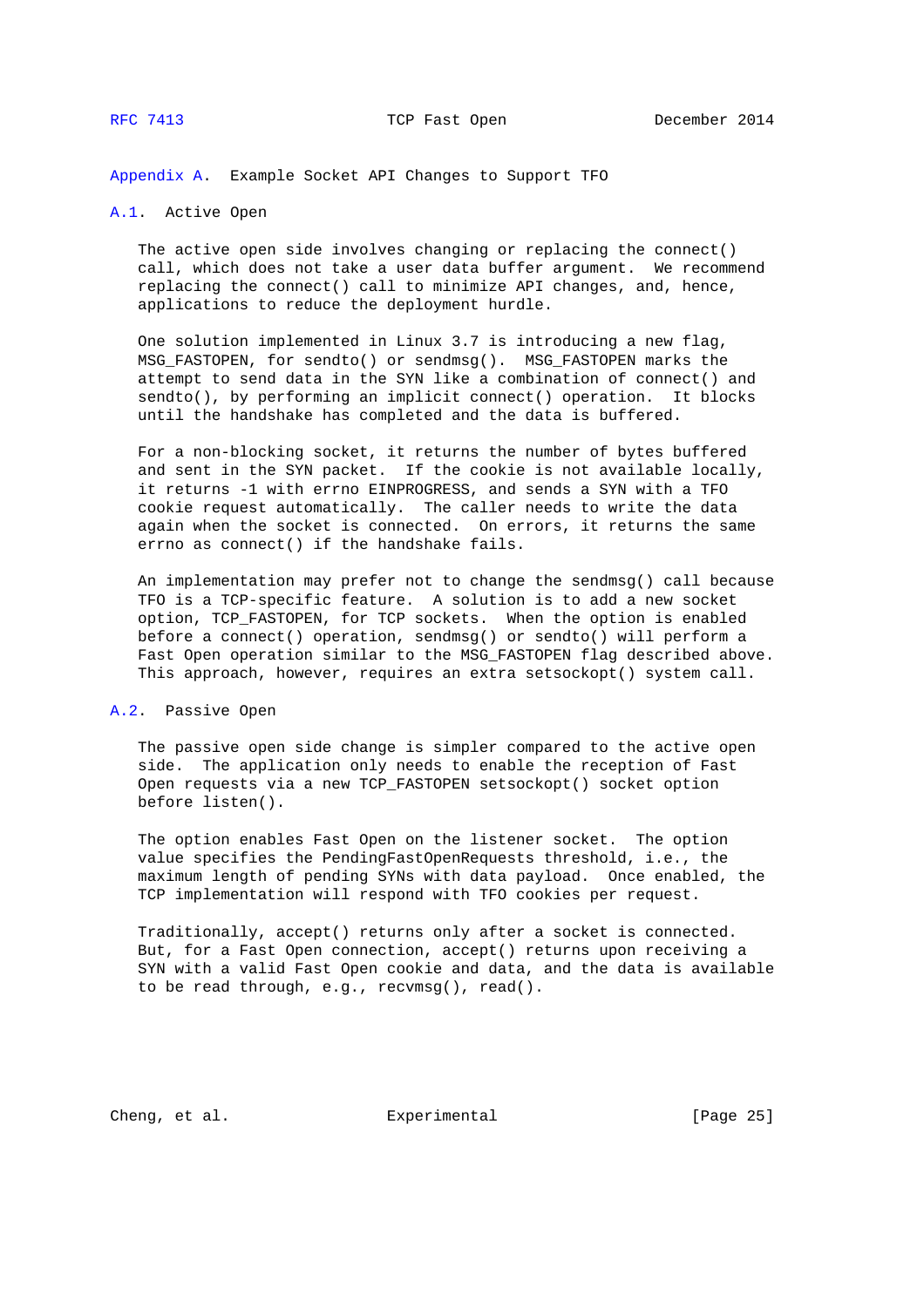## Appendix A. Example Socket API Changes to Support TFO

### A.1. Active Open

The active open side involves changing or replacing the connect() call, which does not take a user data buffer argument. We recommend replacing the connect() call to minimize API changes, and, hence, applications to reduce the deployment hurdle.

One solution implemented in Linux 3.7 is introducing a new flag, MSG_FASTOPEN, for sendto() or sendmsg(). MSG_FASTOPEN marks the attempt to send data in the SYN like a combination of connect() and sendto(), by performing an implicit connect() operation. It blocks until the handshake has completed and the data is buffered.

For a non-blocking socket, it returns the number of bytes buffered and sent in the SYN packet. If the cookie is not available locally, it returns -1 with errno EINPROGRESS, and sends a SYN with a TFO cookie request automatically. The caller needs to write the data again when the socket is connected. On errors, it returns the same errno as connect() if the handshake fails.

An implementation may prefer not to change the sendmsg() call because TFO is a TCP-specific feature. A solution is to add a new socket option, TCP_FASTOPEN, for TCP sockets. When the option is enabled before a connect() operation, sendmsg() or sendto() will perform a Fast Open operation similar to the MSG_FASTOPEN flag described above. This approach, however, requires an extra setsockopt() system call.

### A.2. Passive Open

The passive open side change is simpler compared to the active open side. The application only needs to enable the reception of Fast Open requests via a new TCP_FASTOPEN setsockopt() socket option before listen().

The option enables Fast Open on the listener socket. The option value specifies the PendingFastOpenRequests threshold, i.e., the maximum length of pending SYNs with data payload. Once enabled, the TCP implementation will respond with TFO cookies per request.

Traditionally, accept() returns only after a socket is connected. But, for a Fast Open connection, accept() returns upon receiving a SYN with a valid Fast Open cookie and data, and the data is available to be read through, e.g., recvmsg(), read().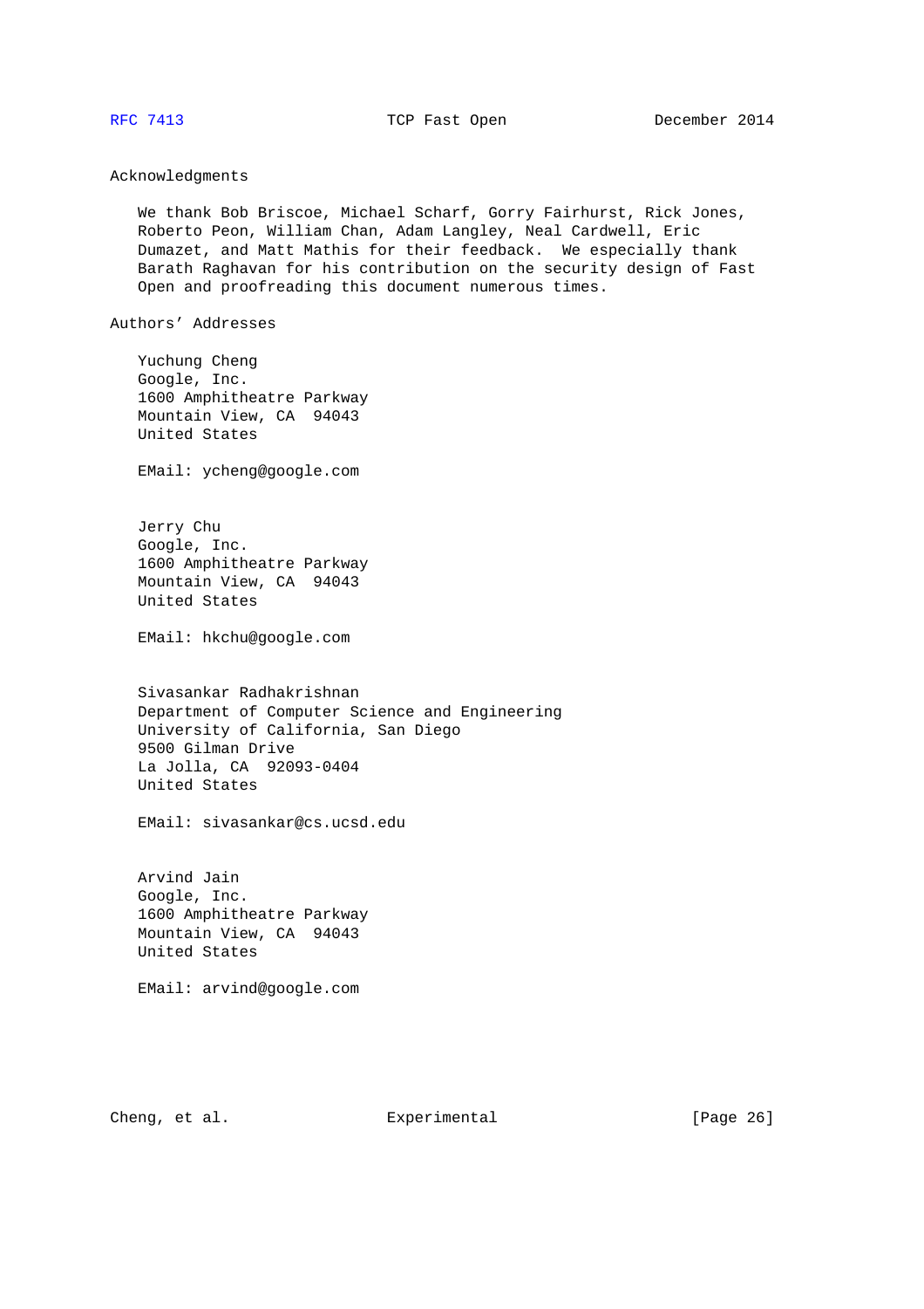## Acknowledgments

We thank Bob Briscoe, Michael Scharf, Gorry Fairhurst, Rick Jones, Roberto Peon, William Chan, Adam Langley, Neal Cardwell, Eric Dumazet, and Matt Mathis for their feedback. We especially thank Barath Raghavan for his contribution on the security design of Fast Open and proofreading this document numerous times.

## Authors' Addresses

Yuchung Cheng
Google, Inc.
1600 Amphitheatre Parkway
Mountain View, CA 94043
United States

EMail: ycheng@google.com

Jerry Chu
Google, Inc.
1600 Amphitheatre Parkway
Mountain View, CA 94043
United States

EMail: hkchu@google.com

Sivasankar Radhakrishnan
Department of Computer Science and Engineering
University of California, San Diego
9500 Gilman Drive
La Jolla, CA 92093-0404
United States

EMail: sivasankar@cs.ucsd.edu

Arvind Jain
Google, Inc.
1600 Amphitheatre Parkway
Mountain View, CA 94043
United States

EMail: arvind@google.com